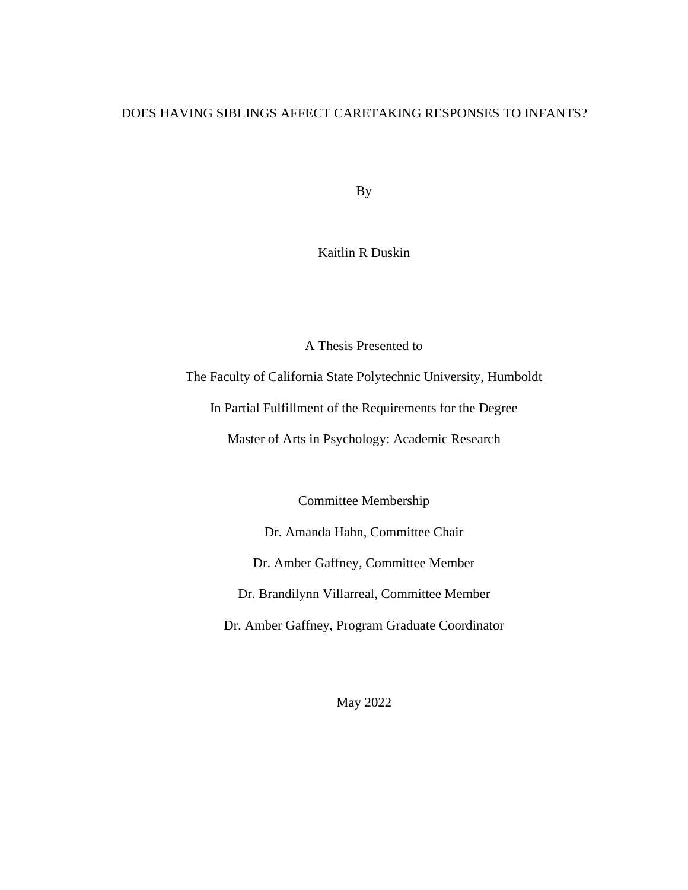# DOES HAVING SIBLINGS AFFECT CARETAKING RESPONSES TO INFANTS?

By

Kaitlin R Duskin

A Thesis Presented to

The Faculty of California State Polytechnic University, Humboldt

In Partial Fulfillment of the Requirements for the Degree

Master of Arts in Psychology: Academic Research

Committee Membership

Dr. Amanda Hahn, Committee Chair

Dr. Amber Gaffney, Committee Member

Dr. Brandilynn Villarreal, Committee Member

Dr. Amber Gaffney, Program Graduate Coordinator

May 2022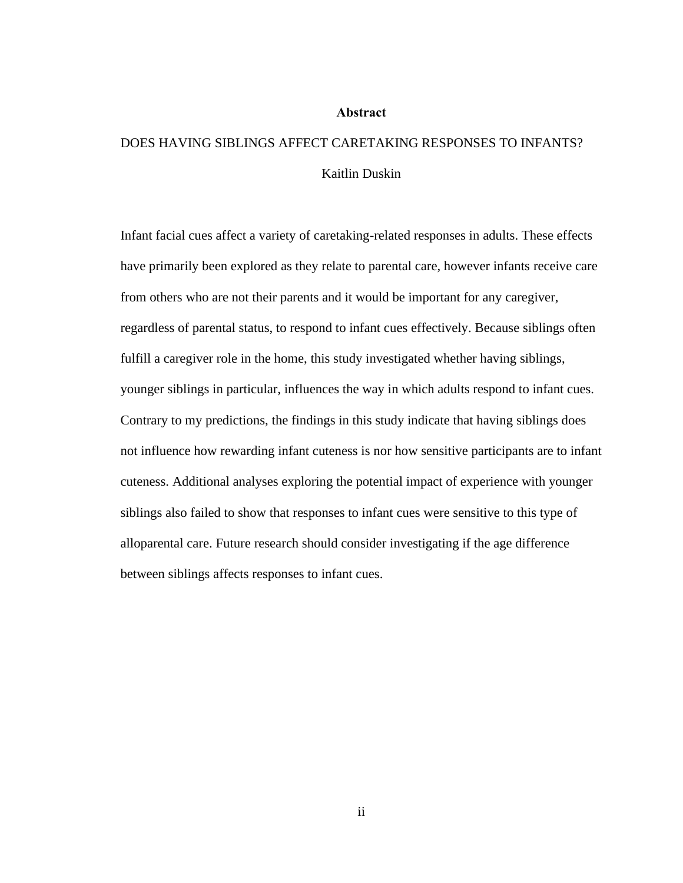# Abstract

DOES HAVING SIBLINGS AFFECT CARETAKING RESPONSES TO INFANTS?

Kaitlin Duskin

Infant facial cues affect a variety of caretaking-related responses in adults. These effects have primarily been explored as they relate to parental care, however infants receive care from others who are not their parents and it would be important for any caregiver, regardless of parental status, to respond to infant cues effectively. Because siblings often fulfill a caregiver role in the home, this study investigated whether having siblings, younger siblings in particular, influences the way in which adults respond to infant cues. Contrary to my predictions, the findings in this study indicate that having siblings does not influence how rewarding infant cuteness is nor how sensitive participants are to infant cuteness. Additional analyses exploring the potential impact of experience with younger siblings also failed to show that responses to infant cues were sensitive to this type of alloparental care. Future research should consider investigating if the age difference between siblings affects responses to infant cues.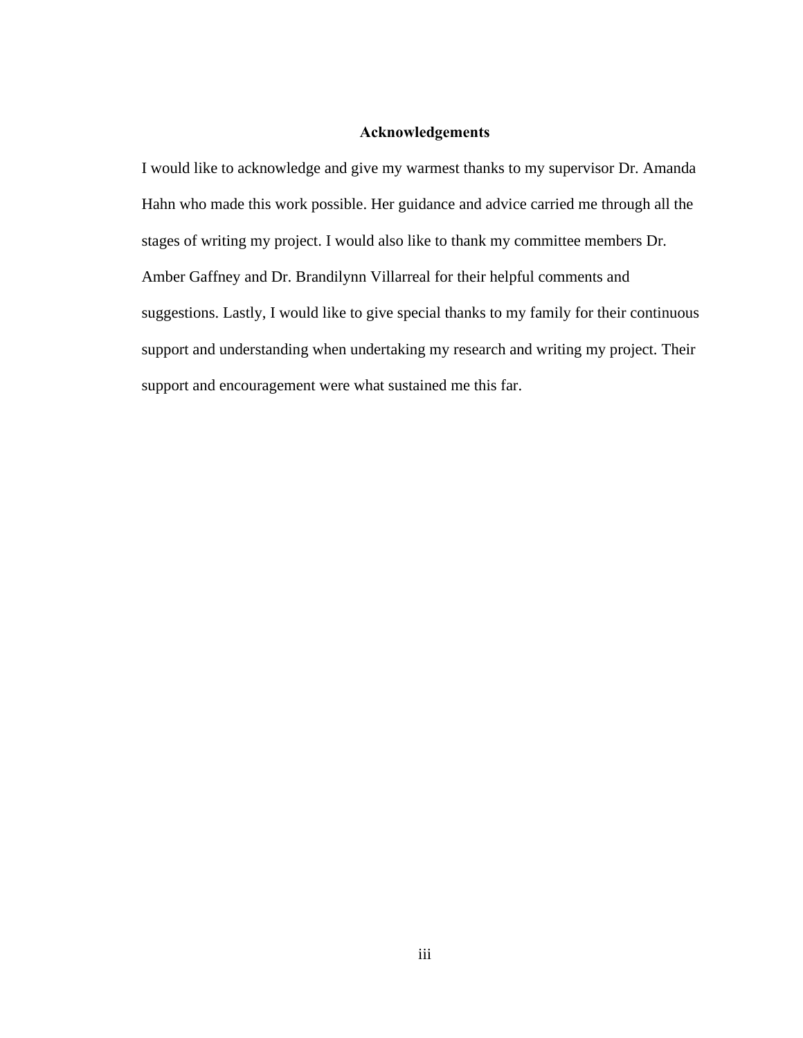## Acknowledgements

I would like to acknowledge and give my warmest thanks to my supervisor Dr. Amanda Hahn who made this work possible. Her guidance and advice carried me through all the stages of writing my project. I would also like to thank my committee members Dr. Amber Gaffney and Dr. Brandilynn Villarreal for their helpful comments and suggestions. Lastly, I would like to give special thanks to my family for their continuous support and understanding when undertaking my research and writing my project. Their support and encouragement were what sustained me this far.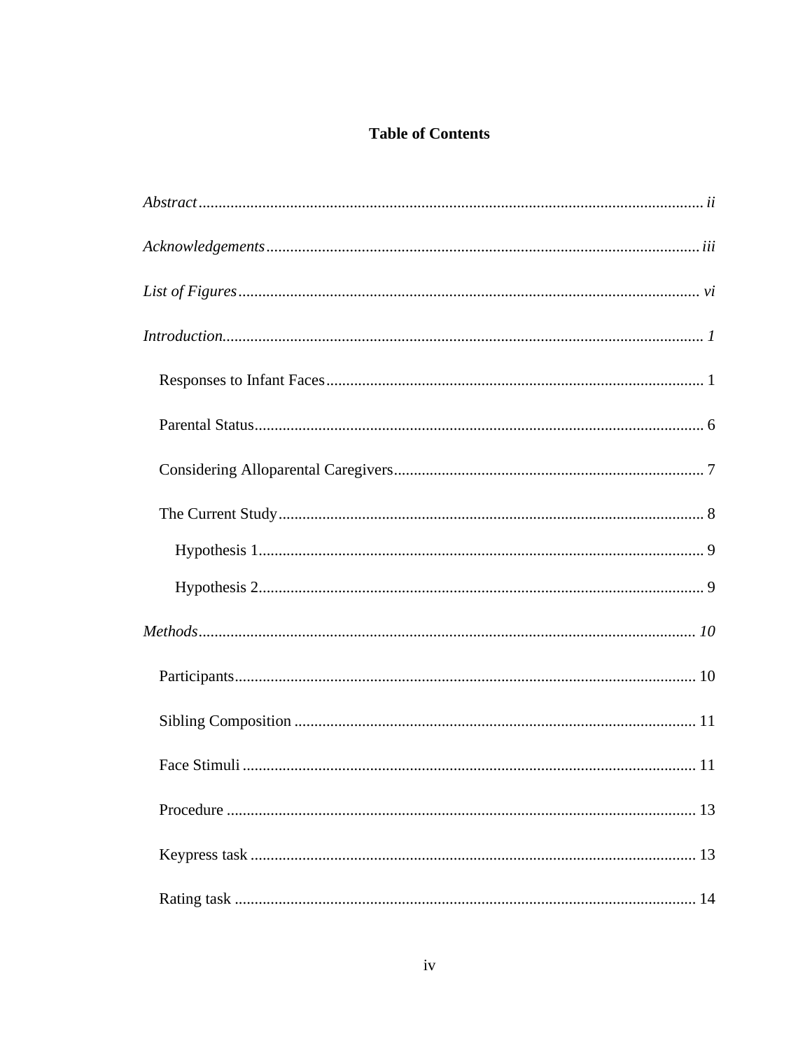# Table of Contents

*Abstract* ........................................................................................................................ *ii*

*Acknowledgements* ....................................................................................................... *iii*

*List of Figures* ............................................................................................................... *vi*

*Introduction* ................................................................................................................... *1*

  Responses to Infant Faces ........................................................................................... 1

  Parental Status ............................................................................................................. 6

  Considering Alloparental Caregivers .......................................................................... 7

  The Current Study ........................................................................................................ 8

    Hypothesis 1 ............................................................................................................. 9

    Hypothesis 2 ............................................................................................................. 9

*Methods* ......................................................................................................................... *10*

  Participants ................................................................................................................. 10

  Sibling Composition ................................................................................................... 11

  Face Stimuli ................................................................................................................ 11

  Procedure .................................................................................................................... 13

  Keypress task .............................................................................................................. 13

  Rating task .................................................................................................................. 14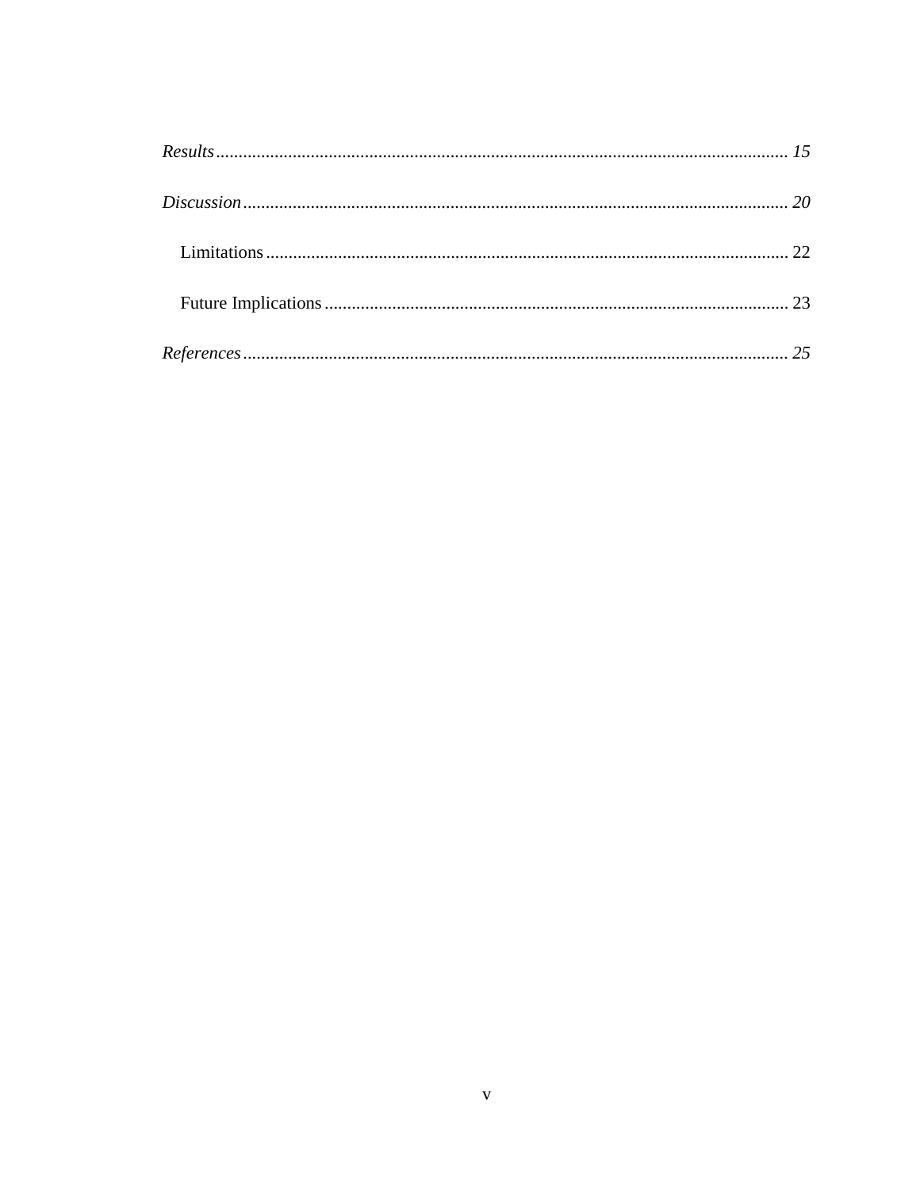*Results* ........................................................................................................................... *15*

*Discussion* ...................................................................................................................... *20*

Limitations ................................................................................................................... 22

Future Implications ...................................................................................................... 23

*References* ...................................................................................................................... *25*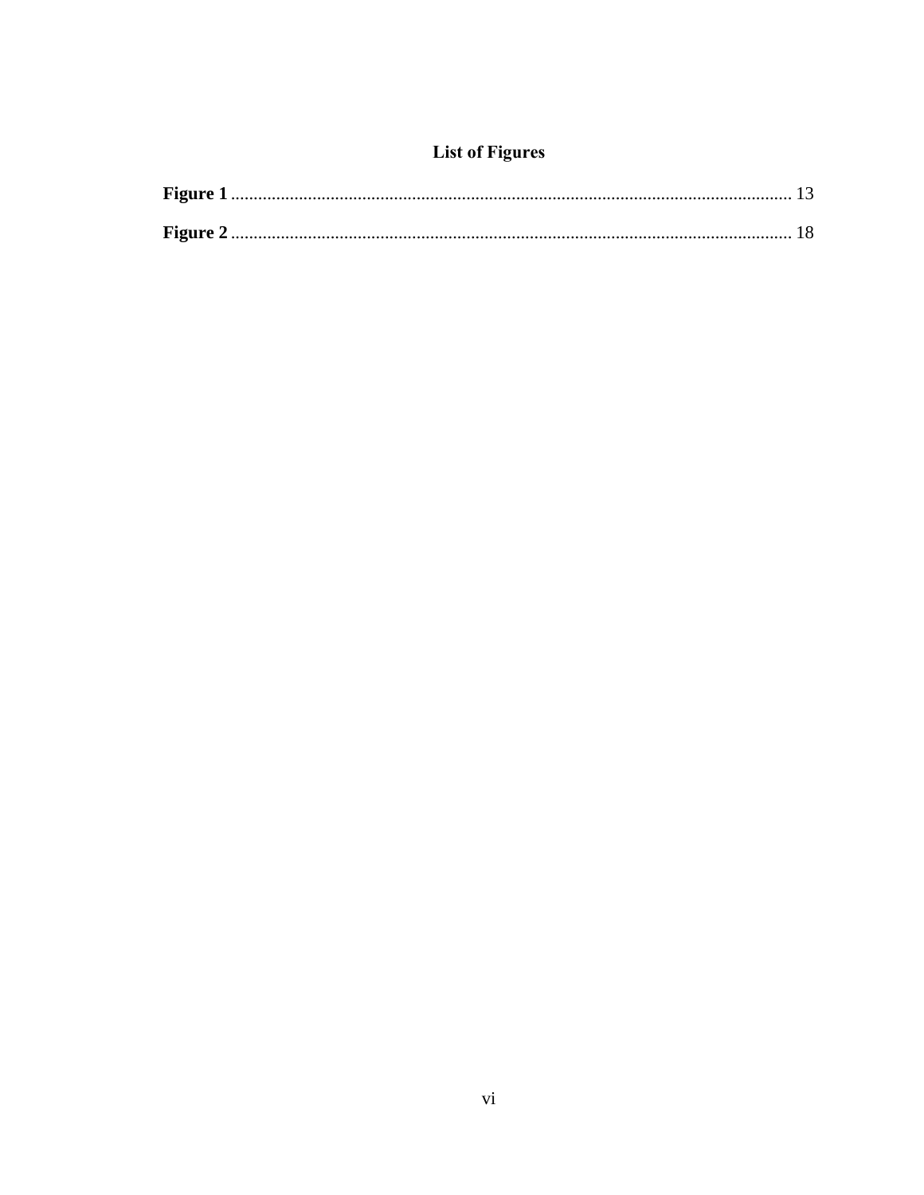## List of Figures

**Figure 1** ........................................................................................................................ 13

**Figure 2** ........................................................................................................................ 18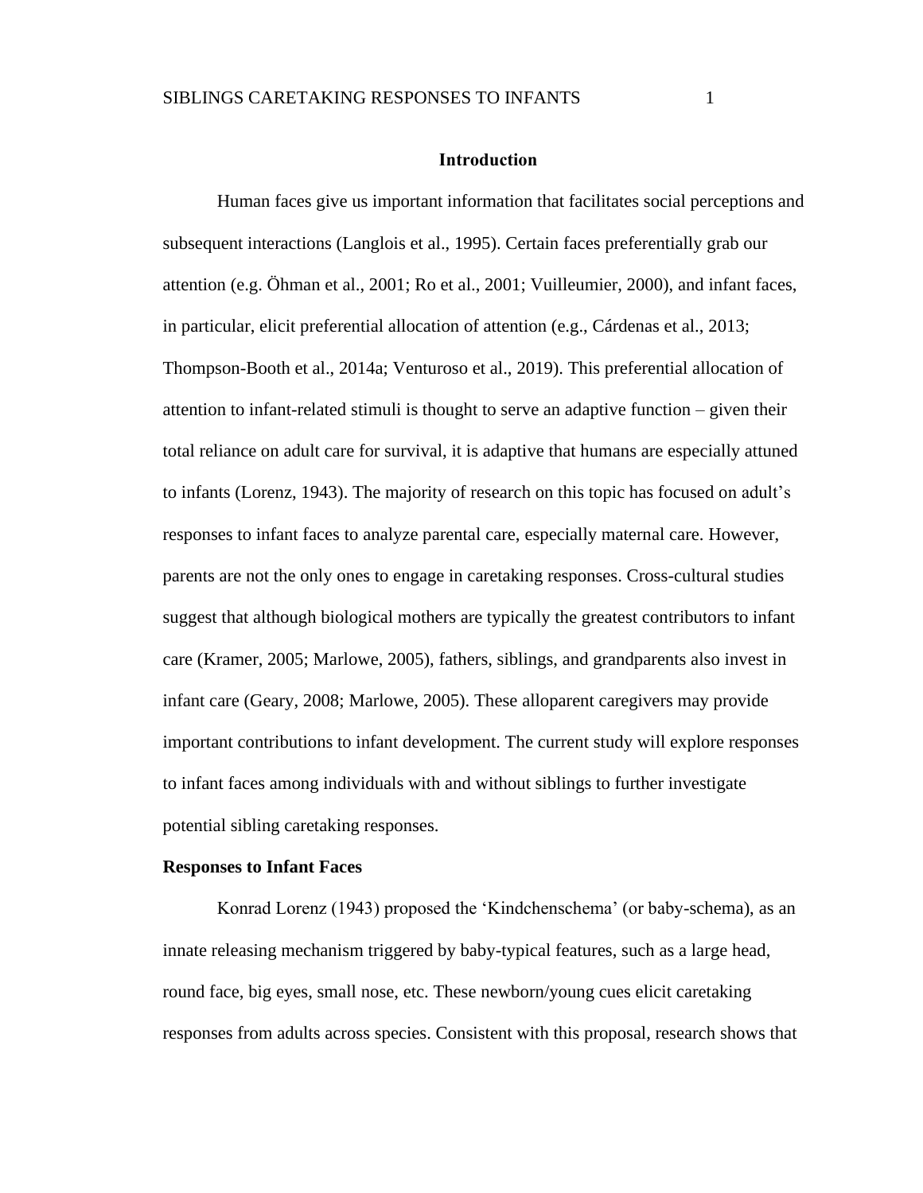# Introduction

Human faces give us important information that facilitates social perceptions and subsequent interactions (Langlois et al., 1995). Certain faces preferentially grab our attention (e.g. Öhman et al., 2001; Ro et al., 2001; Vuilleumier, 2000), and infant faces, in particular, elicit preferential allocation of attention (e.g., Cárdenas et al., 2013; Thompson-Booth et al., 2014a; Venturoso et al., 2019). This preferential allocation of attention to infant-related stimuli is thought to serve an adaptive function – given their total reliance on adult care for survival, it is adaptive that humans are especially attuned to infants (Lorenz, 1943). The majority of research on this topic has focused on adult's responses to infant faces to analyze parental care, especially maternal care. However, parents are not the only ones to engage in caretaking responses. Cross-cultural studies suggest that although biological mothers are typically the greatest contributors to infant care (Kramer, 2005; Marlowe, 2005), fathers, siblings, and grandparents also invest in infant care (Geary, 2008; Marlowe, 2005). These alloparent caregivers may provide important contributions to infant development. The current study will explore responses to infant faces among individuals with and without siblings to further investigate potential sibling caretaking responses.

## Responses to Infant Faces

Konrad Lorenz (1943) proposed the 'Kindchenschema' (or baby-schema), as an innate releasing mechanism triggered by baby-typical features, such as a large head, round face, big eyes, small nose, etc. These newborn/young cues elicit caretaking responses from adults across species. Consistent with this proposal, research shows that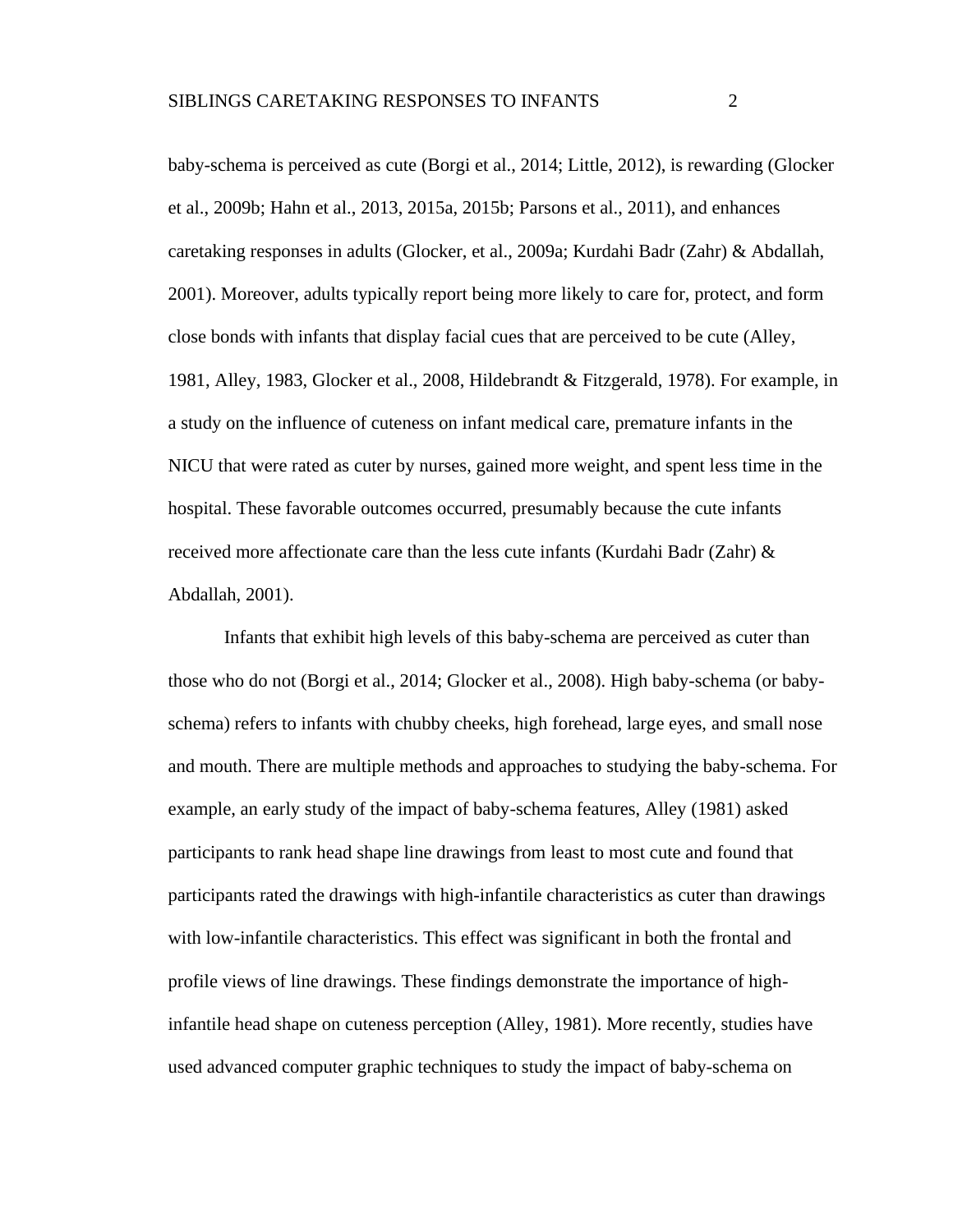baby-schema is perceived as cute (Borgi et al., 2014; Little, 2012), is rewarding (Glocker et al., 2009b; Hahn et al., 2013, 2015a, 2015b; Parsons et al., 2011), and enhances caretaking responses in adults (Glocker, et al., 2009a; Kurdahi Badr (Zahr) & Abdallah, 2001). Moreover, adults typically report being more likely to care for, protect, and form close bonds with infants that display facial cues that are perceived to be cute (Alley, 1981, Alley, 1983, Glocker et al., 2008, Hildebrandt & Fitzgerald, 1978). For example, in a study on the influence of cuteness on infant medical care, premature infants in the NICU that were rated as cuter by nurses, gained more weight, and spent less time in the hospital. These favorable outcomes occurred, presumably because the cute infants received more affectionate care than the less cute infants (Kurdahi Badr (Zahr) & Abdallah, 2001).

Infants that exhibit high levels of this baby-schema are perceived as cuter than those who do not (Borgi et al., 2014; Glocker et al., 2008). High baby-schema (or baby-schema) refers to infants with chubby cheeks, high forehead, large eyes, and small nose and mouth. There are multiple methods and approaches to studying the baby-schema. For example, an early study of the impact of baby-schema features, Alley (1981) asked participants to rank head shape line drawings from least to most cute and found that participants rated the drawings with high-infantile characteristics as cuter than drawings with low-infantile characteristics. This effect was significant in both the frontal and profile views of line drawings. These findings demonstrate the importance of high-infantile head shape on cuteness perception (Alley, 1981). More recently, studies have used advanced computer graphic techniques to study the impact of baby-schema on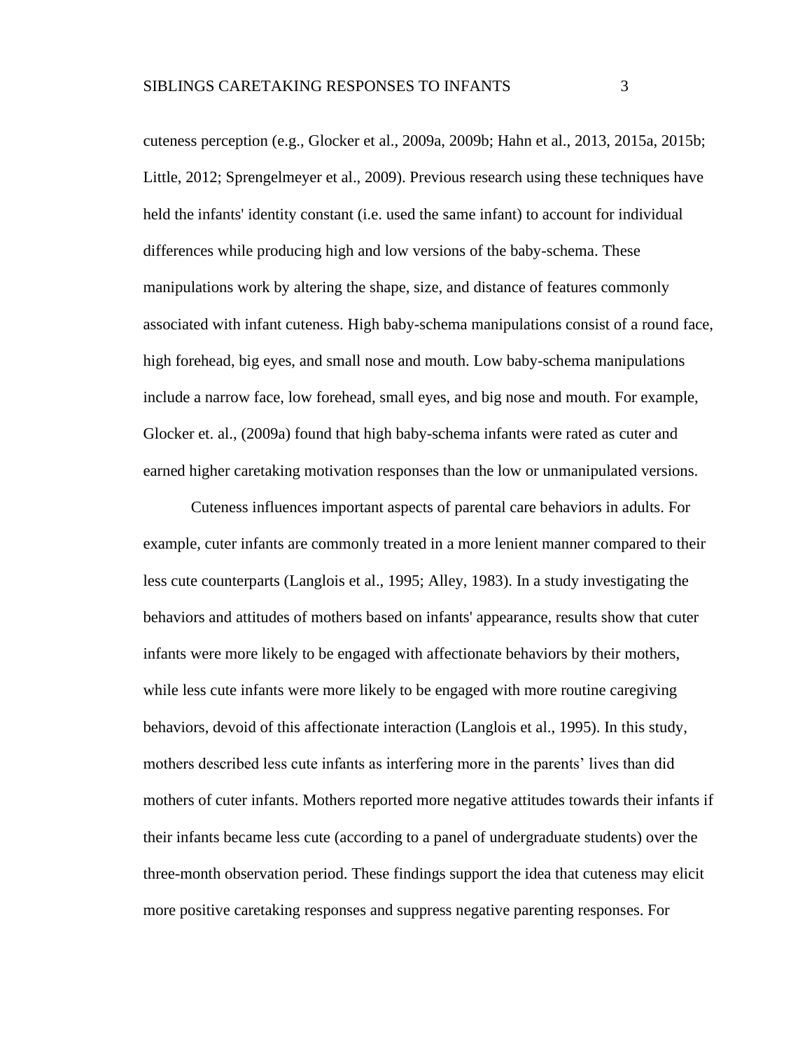cuteness perception (e.g., Glocker et al., 2009a, 2009b; Hahn et al., 2013, 2015a, 2015b; Little, 2012; Sprengelmeyer et al., 2009). Previous research using these techniques have held the infants' identity constant (i.e. used the same infant) to account for individual differences while producing high and low versions of the baby-schema. These manipulations work by altering the shape, size, and distance of features commonly associated with infant cuteness. High baby-schema manipulations consist of a round face, high forehead, big eyes, and small nose and mouth. Low baby-schema manipulations include a narrow face, low forehead, small eyes, and big nose and mouth. For example, Glocker et. al., (2009a) found that high baby-schema infants were rated as cuter and earned higher caretaking motivation responses than the low or unmanipulated versions.

Cuteness influences important aspects of parental care behaviors in adults. For example, cuter infants are commonly treated in a more lenient manner compared to their less cute counterparts (Langlois et al., 1995; Alley, 1983). In a study investigating the behaviors and attitudes of mothers based on infants' appearance, results show that cuter infants were more likely to be engaged with affectionate behaviors by their mothers, while less cute infants were more likely to be engaged with more routine caregiving behaviors, devoid of this affectionate interaction (Langlois et al., 1995). In this study, mothers described less cute infants as interfering more in the parents' lives than did mothers of cuter infants. Mothers reported more negative attitudes towards their infants if their infants became less cute (according to a panel of undergraduate students) over the three-month observation period. These findings support the idea that cuteness may elicit more positive caretaking responses and suppress negative parenting responses. For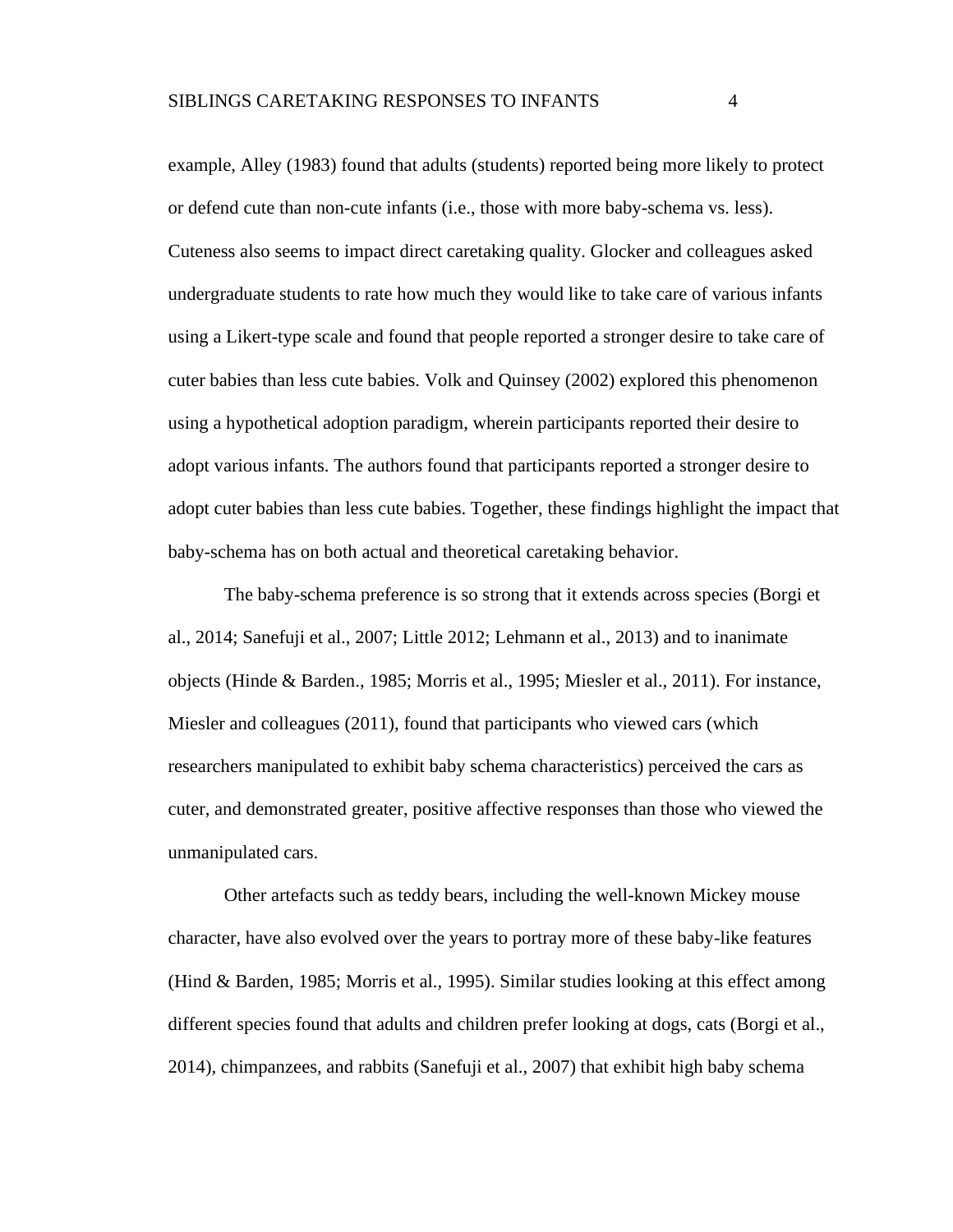example, Alley (1983) found that adults (students) reported being more likely to protect or defend cute than non-cute infants (i.e., those with more baby-schema vs. less). Cuteness also seems to impact direct caretaking quality. Glocker and colleagues asked undergraduate students to rate how much they would like to take care of various infants using a Likert-type scale and found that people reported a stronger desire to take care of cuter babies than less cute babies. Volk and Quinsey (2002) explored this phenomenon using a hypothetical adoption paradigm, wherein participants reported their desire to adopt various infants. The authors found that participants reported a stronger desire to adopt cuter babies than less cute babies. Together, these findings highlight the impact that baby-schema has on both actual and theoretical caretaking behavior.

The baby-schema preference is so strong that it extends across species (Borgi et al., 2014; Sanefuji et al., 2007; Little 2012; Lehmann et al., 2013) and to inanimate objects (Hinde & Barden., 1985; Morris et al., 1995; Miesler et al., 2011). For instance, Miesler and colleagues (2011), found that participants who viewed cars (which researchers manipulated to exhibit baby schema characteristics) perceived the cars as cuter, and demonstrated greater, positive affective responses than those who viewed the unmanipulated cars.

Other artefacts such as teddy bears, including the well-known Mickey mouse character, have also evolved over the years to portray more of these baby-like features (Hind & Barden, 1985; Morris et al., 1995). Similar studies looking at this effect among different species found that adults and children prefer looking at dogs, cats (Borgi et al., 2014), chimpanzees, and rabbits (Sanefuji et al., 2007) that exhibit high baby schema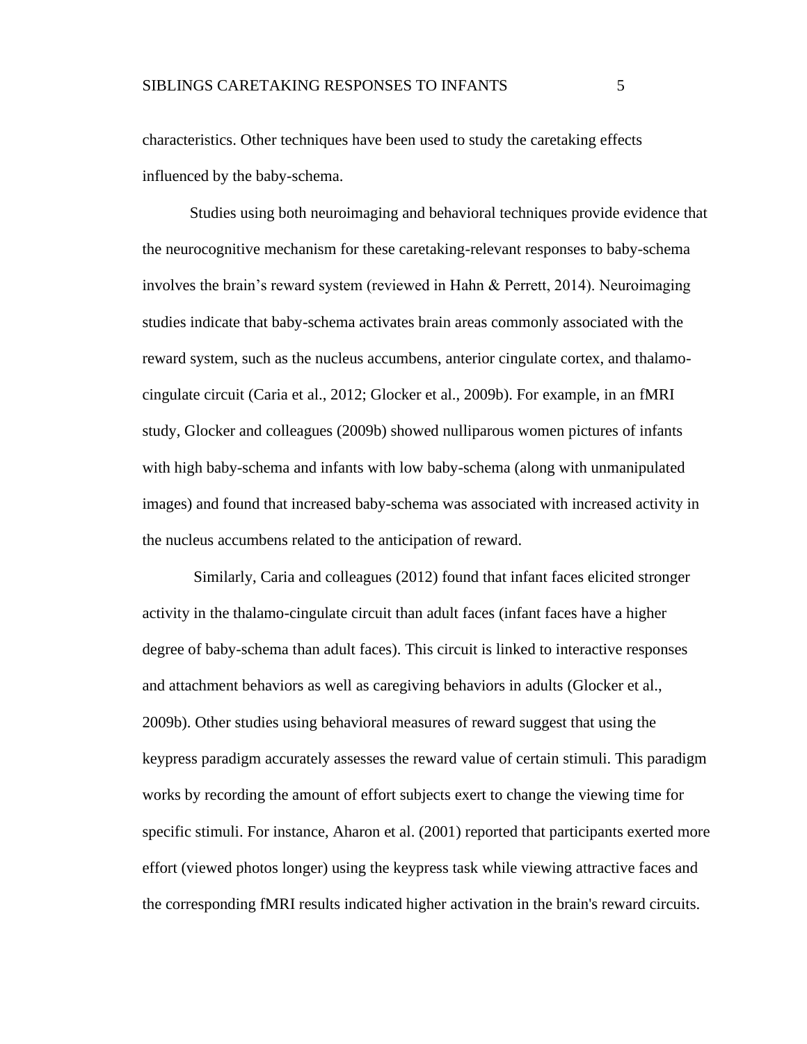characteristics. Other techniques have been used to study the caretaking effects influenced by the baby-schema.

Studies using both neuroimaging and behavioral techniques provide evidence that the neurocognitive mechanism for these caretaking-relevant responses to baby-schema involves the brain's reward system (reviewed in Hahn & Perrett, 2014). Neuroimaging studies indicate that baby-schema activates brain areas commonly associated with the reward system, such as the nucleus accumbens, anterior cingulate cortex, and thalamo-cingulate circuit (Caria et al., 2012; Glocker et al., 2009b). For example, in an fMRI study, Glocker and colleagues (2009b) showed nulliparous women pictures of infants with high baby-schema and infants with low baby-schema (along with unmanipulated images) and found that increased baby-schema was associated with increased activity in the nucleus accumbens related to the anticipation of reward.

Similarly, Caria and colleagues (2012) found that infant faces elicited stronger activity in the thalamo-cingulate circuit than adult faces (infant faces have a higher degree of baby-schema than adult faces). This circuit is linked to interactive responses and attachment behaviors as well as caregiving behaviors in adults (Glocker et al., 2009b). Other studies using behavioral measures of reward suggest that using the keypress paradigm accurately assesses the reward value of certain stimuli. This paradigm works by recording the amount of effort subjects exert to change the viewing time for specific stimuli. For instance, Aharon et al. (2001) reported that participants exerted more effort (viewed photos longer) using the keypress task while viewing attractive faces and the corresponding fMRI results indicated higher activation in the brain's reward circuits.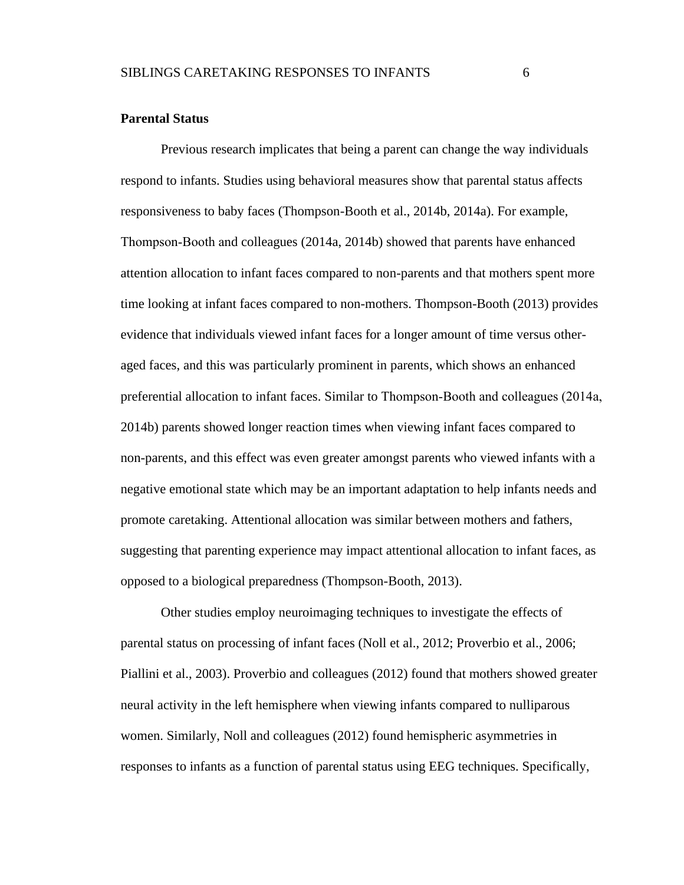**Parental Status**

Previous research implicates that being a parent can change the way individuals respond to infants. Studies using behavioral measures show that parental status affects responsiveness to baby faces (Thompson-Booth et al., 2014b, 2014a). For example, Thompson-Booth and colleagues (2014a, 2014b) showed that parents have enhanced attention allocation to infant faces compared to non-parents and that mothers spent more time looking at infant faces compared to non-mothers. Thompson-Booth (2013) provides evidence that individuals viewed infant faces for a longer amount of time versus other-aged faces, and this was particularly prominent in parents, which shows an enhanced preferential allocation to infant faces. Similar to Thompson-Booth and colleagues (2014a, 2014b) parents showed longer reaction times when viewing infant faces compared to non-parents, and this effect was even greater amongst parents who viewed infants with a negative emotional state which may be an important adaptation to help infants needs and promote caretaking. Attentional allocation was similar between mothers and fathers, suggesting that parenting experience may impact attentional allocation to infant faces, as opposed to a biological preparedness (Thompson-Booth, 2013).

Other studies employ neuroimaging techniques to investigate the effects of parental status on processing of infant faces (Noll et al., 2012; Proverbio et al., 2006; Piallini et al., 2003). Proverbio and colleagues (2012) found that mothers showed greater neural activity in the left hemisphere when viewing infants compared to nulliparous women. Similarly, Noll and colleagues (2012) found hemispheric asymmetries in responses to infants as a function of parental status using EEG techniques. Specifically,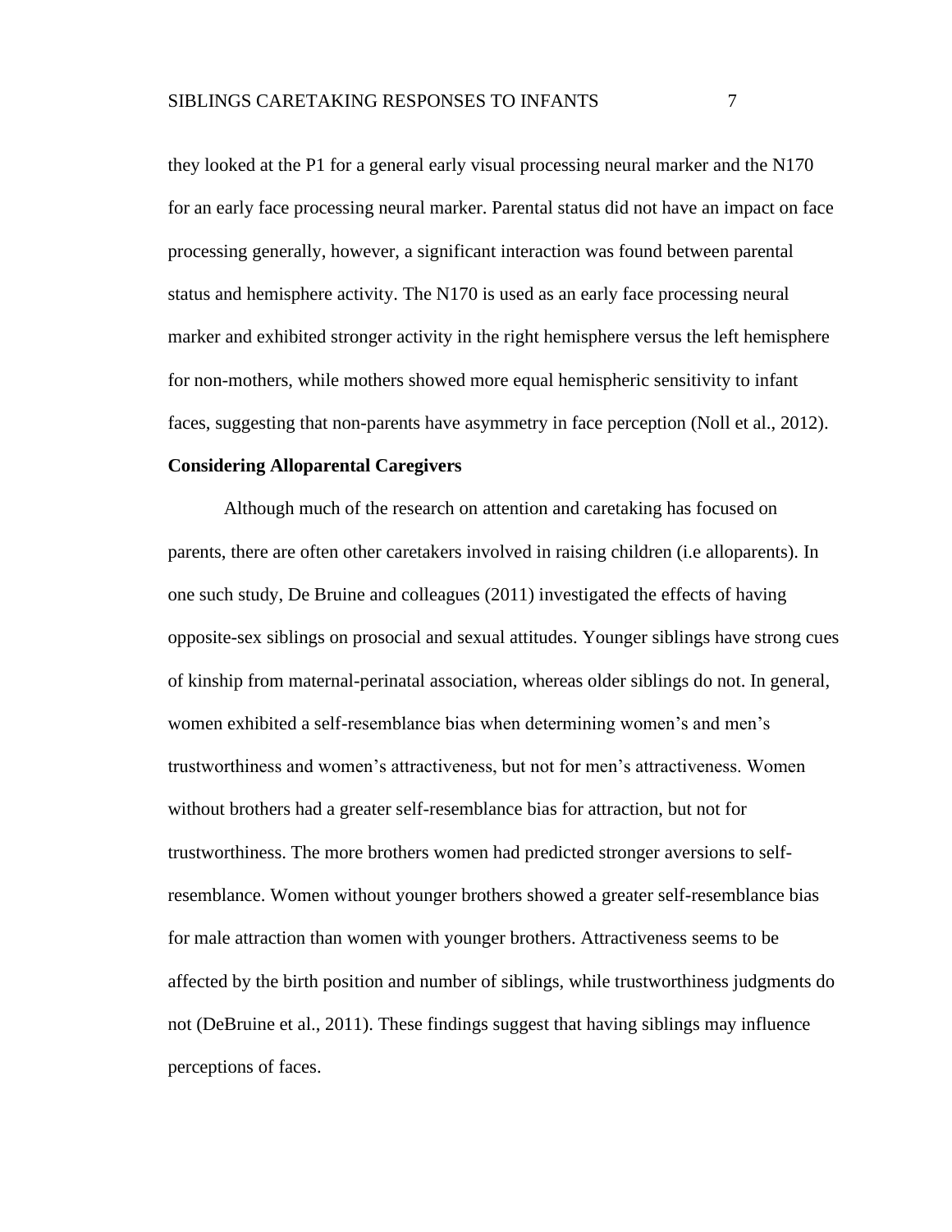they looked at the P1 for a general early visual processing neural marker and the N170 for an early face processing neural marker. Parental status did not have an impact on face processing generally, however, a significant interaction was found between parental status and hemisphere activity. The N170 is used as an early face processing neural marker and exhibited stronger activity in the right hemisphere versus the left hemisphere for non-mothers, while mothers showed more equal hemispheric sensitivity to infant faces, suggesting that non-parents have asymmetry in face perception (Noll et al., 2012).

**Considering Alloparental Caregivers**

Although much of the research on attention and caretaking has focused on parents, there are often other caretakers involved in raising children (i.e alloparents). In one such study, De Bruine and colleagues (2011) investigated the effects of having opposite-sex siblings on prosocial and sexual attitudes. Younger siblings have strong cues of kinship from maternal-perinatal association, whereas older siblings do not. In general, women exhibited a self-resemblance bias when determining women's and men's trustworthiness and women's attractiveness, but not for men's attractiveness. Women without brothers had a greater self-resemblance bias for attraction, but not for trustworthiness. The more brothers women had predicted stronger aversions to self-resemblance. Women without younger brothers showed a greater self-resemblance bias for male attraction than women with younger brothers. Attractiveness seems to be affected by the birth position and number of siblings, while trustworthiness judgments do not (DeBruine et al., 2011). These findings suggest that having siblings may influence perceptions of faces.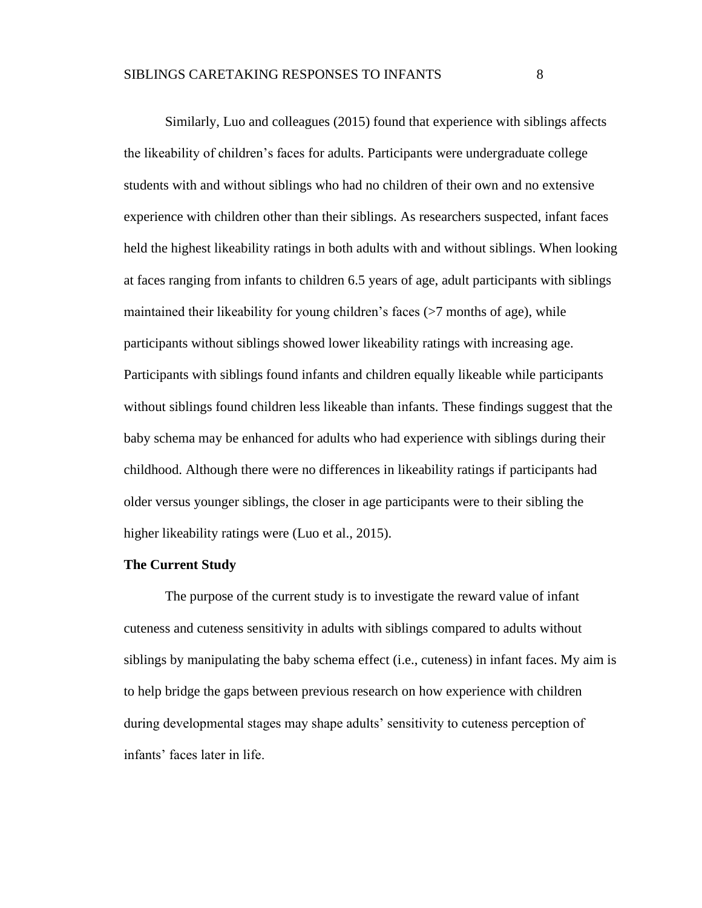Similarly, Luo and colleagues (2015) found that experience with siblings affects the likeability of children's faces for adults. Participants were undergraduate college students with and without siblings who had no children of their own and no extensive experience with children other than their siblings. As researchers suspected, infant faces held the highest likeability ratings in both adults with and without siblings. When looking at faces ranging from infants to children 6.5 years of age, adult participants with siblings maintained their likeability for young children's faces (>7 months of age), while participants without siblings showed lower likeability ratings with increasing age. Participants with siblings found infants and children equally likeable while participants without siblings found children less likeable than infants. These findings suggest that the baby schema may be enhanced for adults who had experience with siblings during their childhood. Although there were no differences in likeability ratings if participants had older versus younger siblings, the closer in age participants were to their sibling the higher likeability ratings were (Luo et al., 2015).

## The Current Study

The purpose of the current study is to investigate the reward value of infant cuteness and cuteness sensitivity in adults with siblings compared to adults without siblings by manipulating the baby schema effect (i.e., cuteness) in infant faces. My aim is to help bridge the gaps between previous research on how experience with children during developmental stages may shape adults' sensitivity to cuteness perception of infants' faces later in life.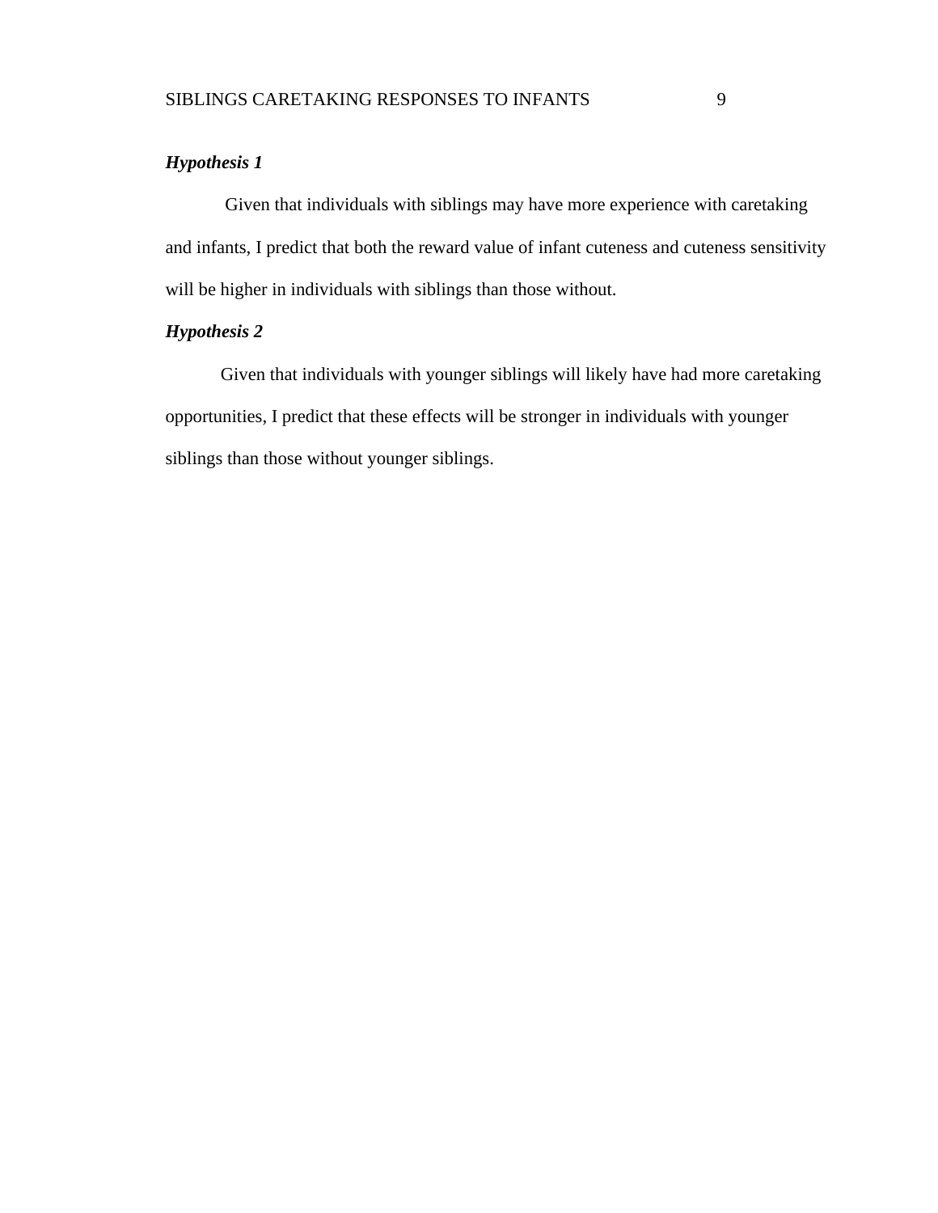***Hypothesis 1***

Given that individuals with siblings may have more experience with caretaking and infants, I predict that both the reward value of infant cuteness and cuteness sensitivity will be higher in individuals with siblings than those without.

***Hypothesis 2***

Given that individuals with younger siblings will likely have had more caretaking opportunities, I predict that these effects will be stronger in individuals with younger siblings than those without younger siblings.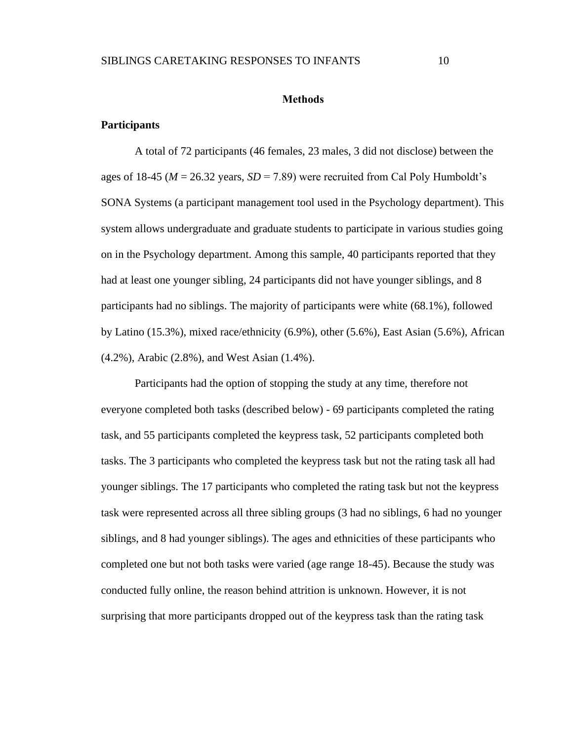# Methods

## Participants

A total of 72 participants (46 females, 23 males, 3 did not disclose) between the ages of 18-45 (*M* = 26.32 years, *SD* = 7.89) were recruited from Cal Poly Humboldt's SONA Systems (a participant management tool used in the Psychology department). This system allows undergraduate and graduate students to participate in various studies going on in the Psychology department. Among this sample, 40 participants reported that they had at least one younger sibling, 24 participants did not have younger siblings, and 8 participants had no siblings. The majority of participants were white (68.1%), followed by Latino (15.3%), mixed race/ethnicity (6.9%), other (5.6%), East Asian (5.6%), African (4.2%), Arabic (2.8%), and West Asian (1.4%).

Participants had the option of stopping the study at any time, therefore not everyone completed both tasks (described below) - 69 participants completed the rating task, and 55 participants completed the keypress task, 52 participants completed both tasks. The 3 participants who completed the keypress task but not the rating task all had younger siblings. The 17 participants who completed the rating task but not the keypress task were represented across all three sibling groups (3 had no siblings, 6 had no younger siblings, and 8 had younger siblings). The ages and ethnicities of these participants who completed one but not both tasks were varied (age range 18-45). Because the study was conducted fully online, the reason behind attrition is unknown. However, it is not surprising that more participants dropped out of the keypress task than the rating task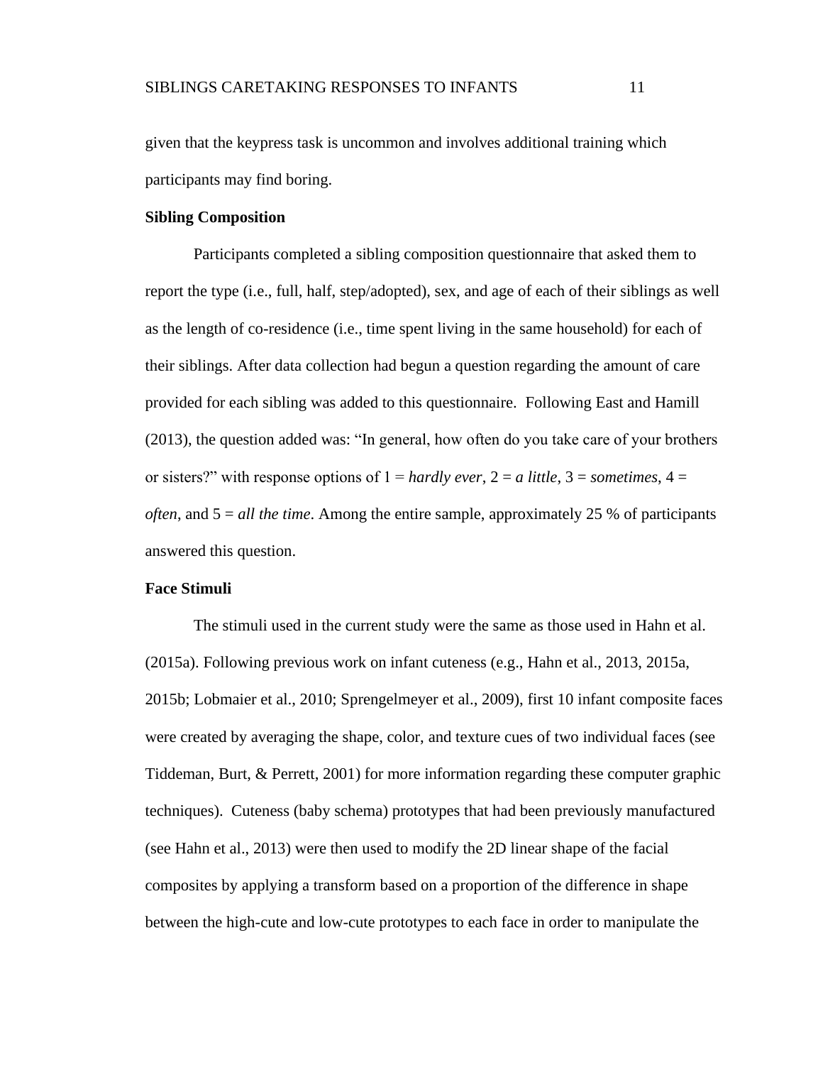given that the keypress task is uncommon and involves additional training which participants may find boring.

**Sibling Composition**

Participants completed a sibling composition questionnaire that asked them to report the type (i.e., full, half, step/adopted), sex, and age of each of their siblings as well as the length of co-residence (i.e., time spent living in the same household) for each of their siblings. After data collection had begun a question regarding the amount of care provided for each sibling was added to this questionnaire. Following East and Hamill (2013), the question added was: "In general, how often do you take care of your brothers or sisters?" with response options of 1 = *hardly ever*, 2 = *a little*, 3 = *sometimes*, 4 = *often*, and 5 = *all the time*. Among the entire sample, approximately 25 % of participants answered this question.

**Face Stimuli**

The stimuli used in the current study were the same as those used in Hahn et al. (2015a). Following previous work on infant cuteness (e.g., Hahn et al., 2013, 2015a, 2015b; Lobmaier et al., 2010; Sprengelmeyer et al., 2009), first 10 infant composite faces were created by averaging the shape, color, and texture cues of two individual faces (see Tiddeman, Burt, & Perrett, 2001) for more information regarding these computer graphic techniques). Cuteness (baby schema) prototypes that had been previously manufactured (see Hahn et al., 2013) were then used to modify the 2D linear shape of the facial composites by applying a transform based on a proportion of the difference in shape between the high-cute and low-cute prototypes to each face in order to manipulate the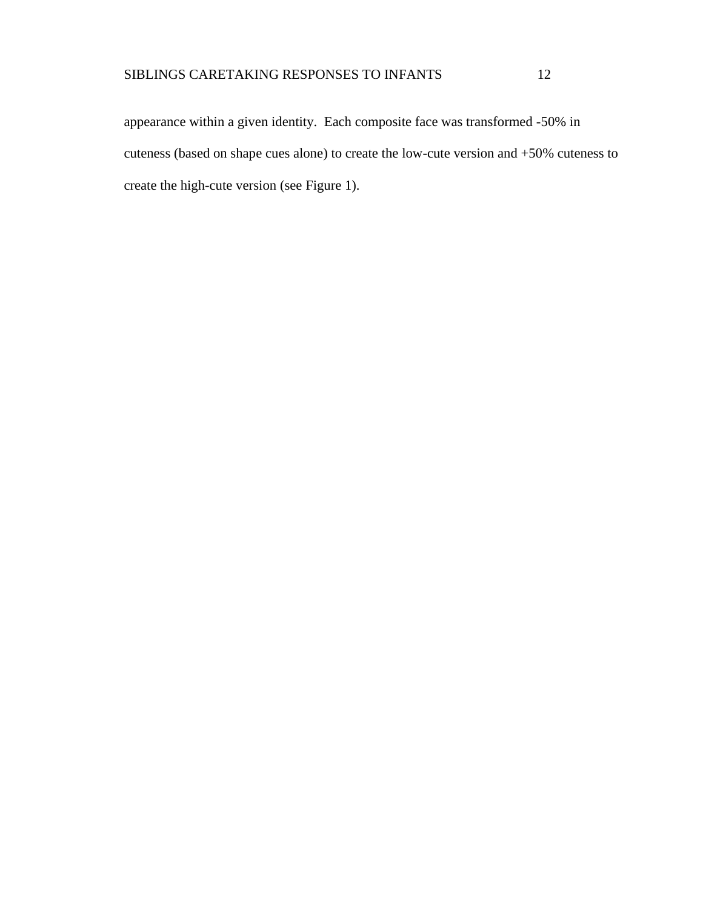appearance within a given identity. Each composite face was transformed -50% in cuteness (based on shape cues alone) to create the low-cute version and +50% cuteness to create the high-cute version (see Figure 1).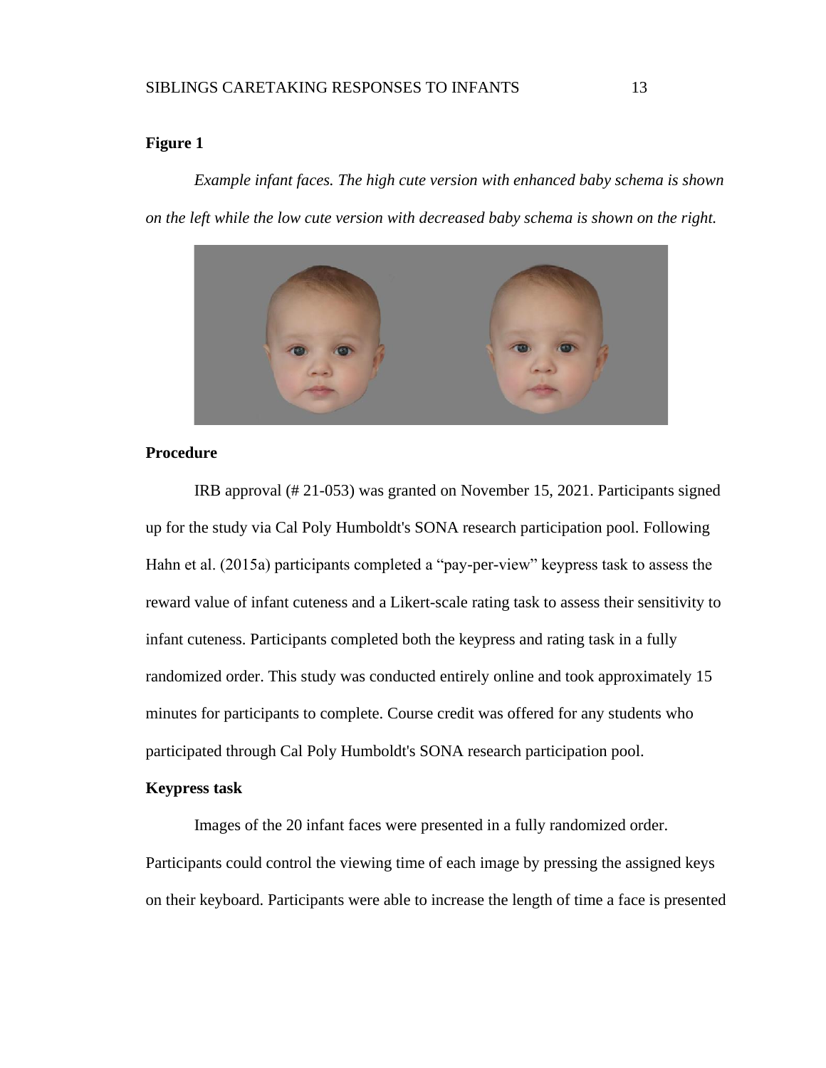**Figure 1**

*Example infant faces. The high cute version with enhanced baby schema is shown on the left while the low cute version with decreased baby schema is shown on the right.*

**Procedure**

IRB approval (# 21-053) was granted on November 15, 2021. Participants signed up for the study via Cal Poly Humboldt's SONA research participation pool. Following Hahn et al. (2015a) participants completed a "pay-per-view" keypress task to assess the reward value of infant cuteness and a Likert-scale rating task to assess their sensitivity to infant cuteness. Participants completed both the keypress and rating task in a fully randomized order. This study was conducted entirely online and took approximately 15 minutes for participants to complete. Course credit was offered for any students who participated through Cal Poly Humboldt's SONA research participation pool.

**Keypress task**

Images of the 20 infant faces were presented in a fully randomized order. Participants could control the viewing time of each image by pressing the assigned keys on their keyboard. Participants were able to increase the length of time a face is presented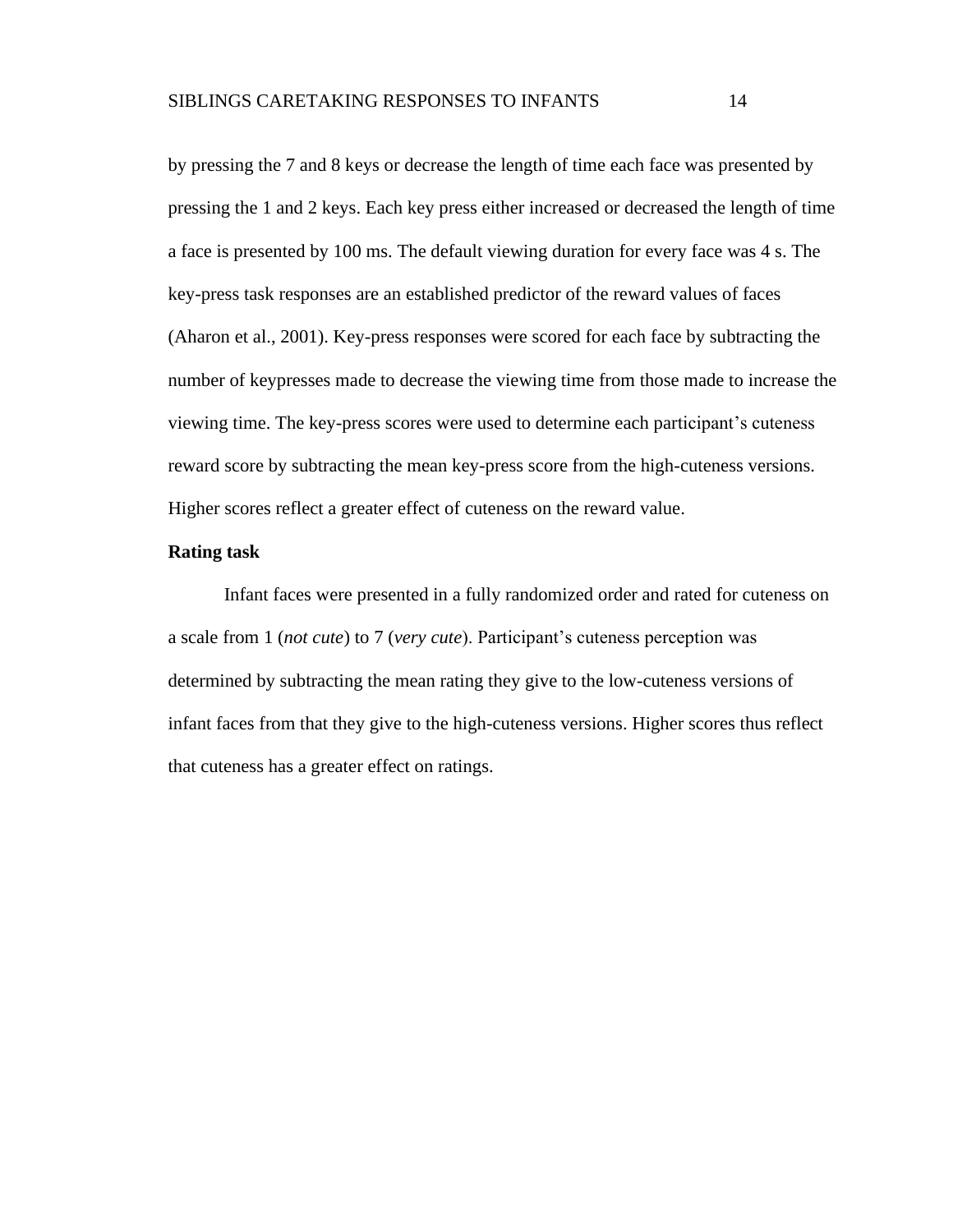by pressing the 7 and 8 keys or decrease the length of time each face was presented by pressing the 1 and 2 keys. Each key press either increased or decreased the length of time a face is presented by 100 ms. The default viewing duration for every face was 4 s. The key-press task responses are an established predictor of the reward values of faces (Aharon et al., 2001). Key-press responses were scored for each face by subtracting the number of keypresses made to decrease the viewing time from those made to increase the viewing time. The key-press scores were used to determine each participant's cuteness reward score by subtracting the mean key-press score from the high-cuteness versions. Higher scores reflect a greater effect of cuteness on the reward value.

**Rating task**

Infant faces were presented in a fully randomized order and rated for cuteness on a scale from 1 (*not cute*) to 7 (*very cute*). Participant's cuteness perception was determined by subtracting the mean rating they give to the low-cuteness versions of infant faces from that they give to the high-cuteness versions. Higher scores thus reflect that cuteness has a greater effect on ratings.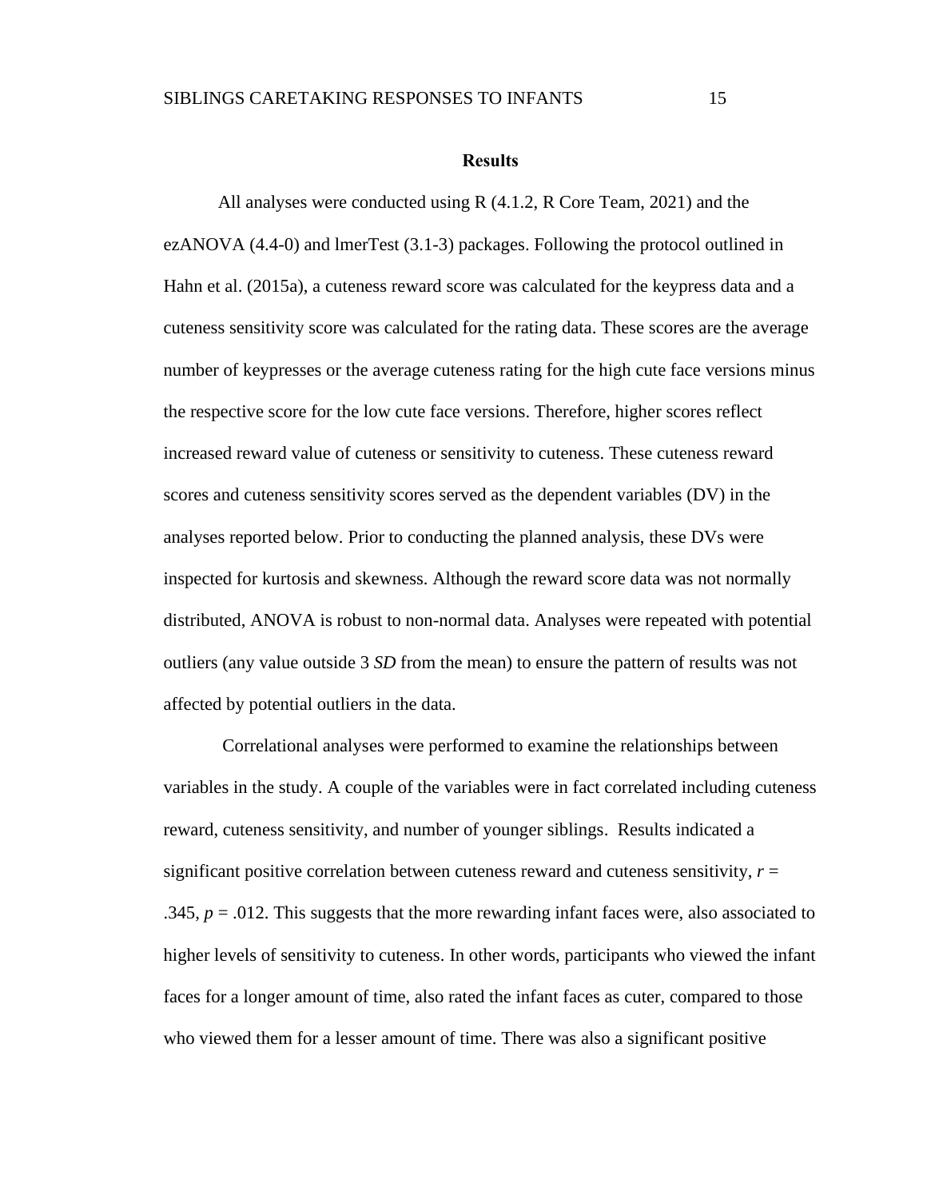## Results

All analyses were conducted using R (4.1.2, R Core Team, 2021) and the ezANOVA (4.4-0) and lmerTest (3.1-3) packages. Following the protocol outlined in Hahn et al. (2015a), a cuteness reward score was calculated for the keypress data and a cuteness sensitivity score was calculated for the rating data. These scores are the average number of keypresses or the average cuteness rating for the high cute face versions minus the respective score for the low cute face versions. Therefore, higher scores reflect increased reward value of cuteness or sensitivity to cuteness. These cuteness reward scores and cuteness sensitivity scores served as the dependent variables (DV) in the analyses reported below. Prior to conducting the planned analysis, these DVs were inspected for kurtosis and skewness. Although the reward score data was not normally distributed, ANOVA is robust to non-normal data. Analyses were repeated with potential outliers (any value outside 3 *SD* from the mean) to ensure the pattern of results was not affected by potential outliers in the data.

Correlational analyses were performed to examine the relationships between variables in the study. A couple of the variables were in fact correlated including cuteness reward, cuteness sensitivity, and number of younger siblings. Results indicated a significant positive correlation between cuteness reward and cuteness sensitivity, $r = .345$, $p = .012$. This suggests that the more rewarding infant faces were, also associated to higher levels of sensitivity to cuteness. In other words, participants who viewed the infant faces for a longer amount of time, also rated the infant faces as cuter, compared to those who viewed them for a lesser amount of time. There was also a significant positive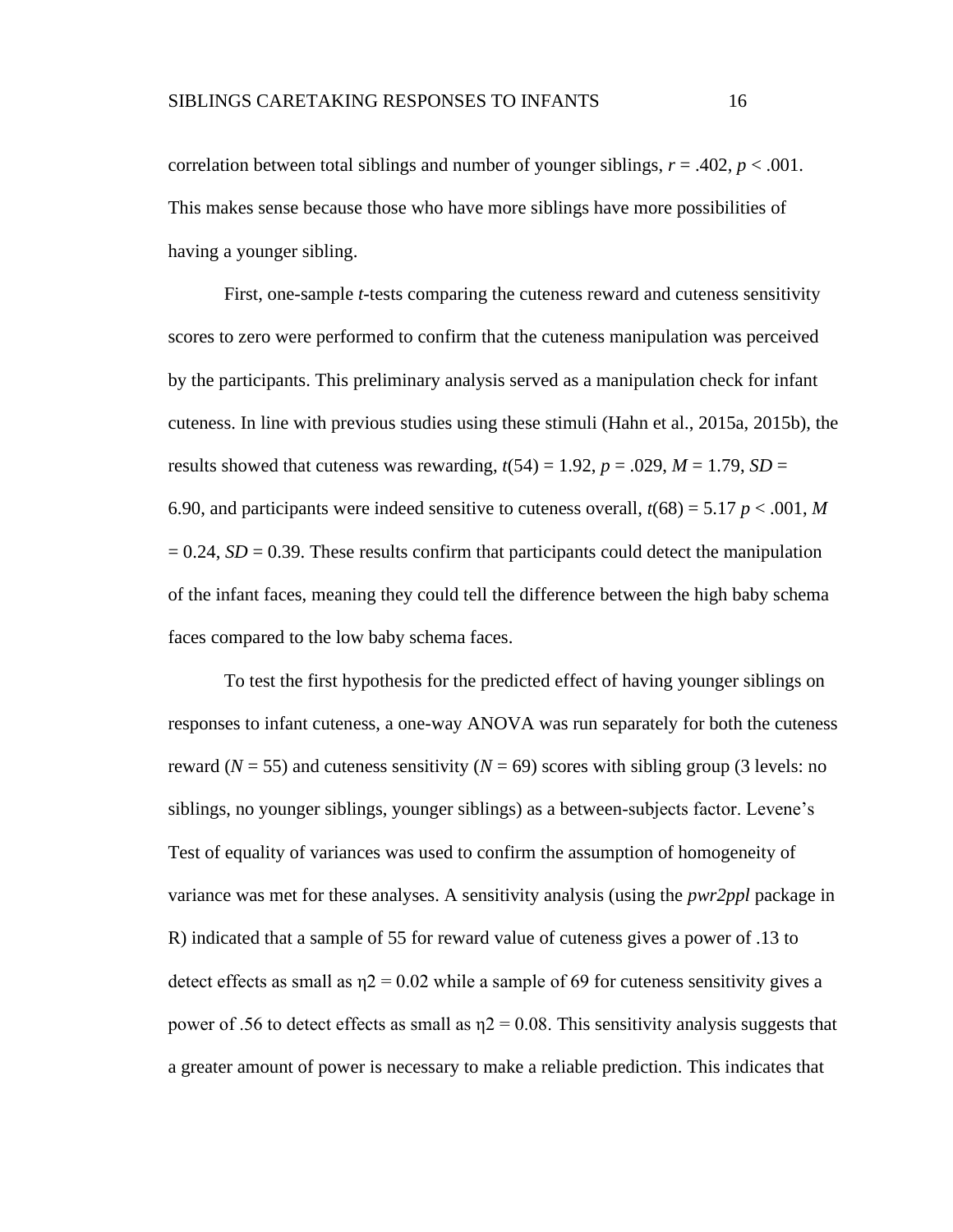correlation between total siblings and number of younger siblings, $r = .402$, $p < .001$. This makes sense because those who have more siblings have more possibilities of having a younger sibling.

First, one-sample *t*-tests comparing the cuteness reward and cuteness sensitivity scores to zero were performed to confirm that the cuteness manipulation was perceived by the participants. This preliminary analysis served as a manipulation check for infant cuteness. In line with previous studies using these stimuli (Hahn et al., 2015a, 2015b), the results showed that cuteness was rewarding, $t(54) = 1.92$, $p = .029$, $M = 1.79$, $SD = 6.90$, and participants were indeed sensitive to cuteness overall, $t(68) = 5.17$ $p < .001$, $M = 0.24$, $SD = 0.39$. These results confirm that participants could detect the manipulation of the infant faces, meaning they could tell the difference between the high baby schema faces compared to the low baby schema faces.

To test the first hypothesis for the predicted effect of having younger siblings on responses to infant cuteness, a one-way ANOVA was run separately for both the cuteness reward ($N = 55$) and cuteness sensitivity ($N = 69$) scores with sibling group (3 levels: no siblings, no younger siblings, younger siblings) as a between-subjects factor. Levene's Test of equality of variances was used to confirm the assumption of homogeneity of variance was met for these analyses. A sensitivity analysis (using the *pwr2ppl* package in R) indicated that a sample of 55 for reward value of cuteness gives a power of .13 to detect effects as small as $\eta 2 = 0.02$ while a sample of 69 for cuteness sensitivity gives a power of .56 to detect effects as small as $\eta 2 = 0.08$. This sensitivity analysis suggests that a greater amount of power is necessary to make a reliable prediction. This indicates that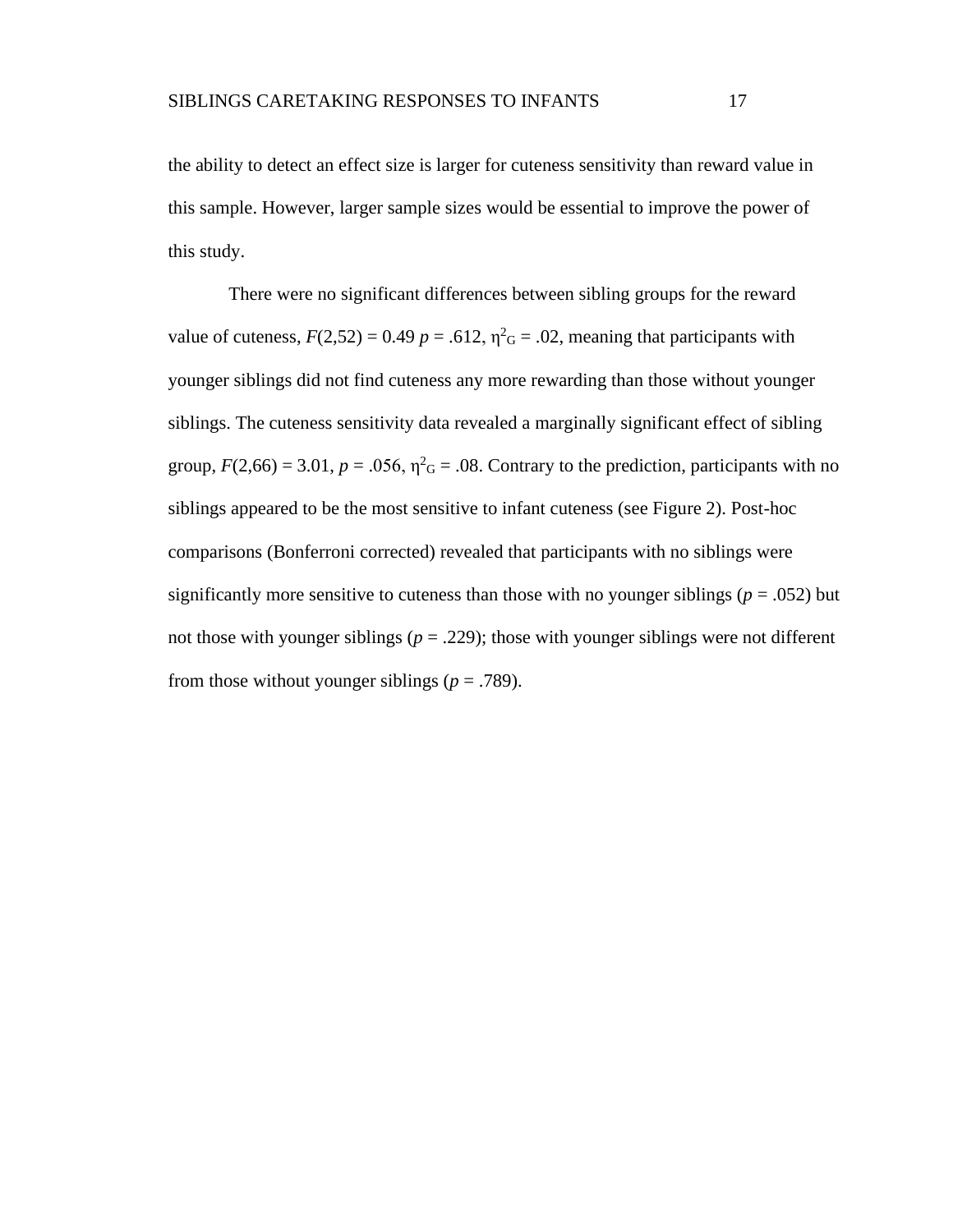the ability to detect an effect size is larger for cuteness sensitivity than reward value in this sample. However, larger sample sizes would be essential to improve the power of this study.

There were no significant differences between sibling groups for the reward value of cuteness, $F(2,52) = 0.49$ $p = .612$, $\eta^2_G = .02$, meaning that participants with younger siblings did not find cuteness any more rewarding than those without younger siblings. The cuteness sensitivity data revealed a marginally significant effect of sibling group, $F(2,66) = 3.01$, $p = .056$, $\eta^2_G = .08$. Contrary to the prediction, participants with no siblings appeared to be the most sensitive to infant cuteness (see Figure 2). Post-hoc comparisons (Bonferroni corrected) revealed that participants with no siblings were significantly more sensitive to cuteness than those with no younger siblings ($p = .052$) but not those with younger siblings ($p = .229$); those with younger siblings were not different from those without younger siblings ($p = .789$).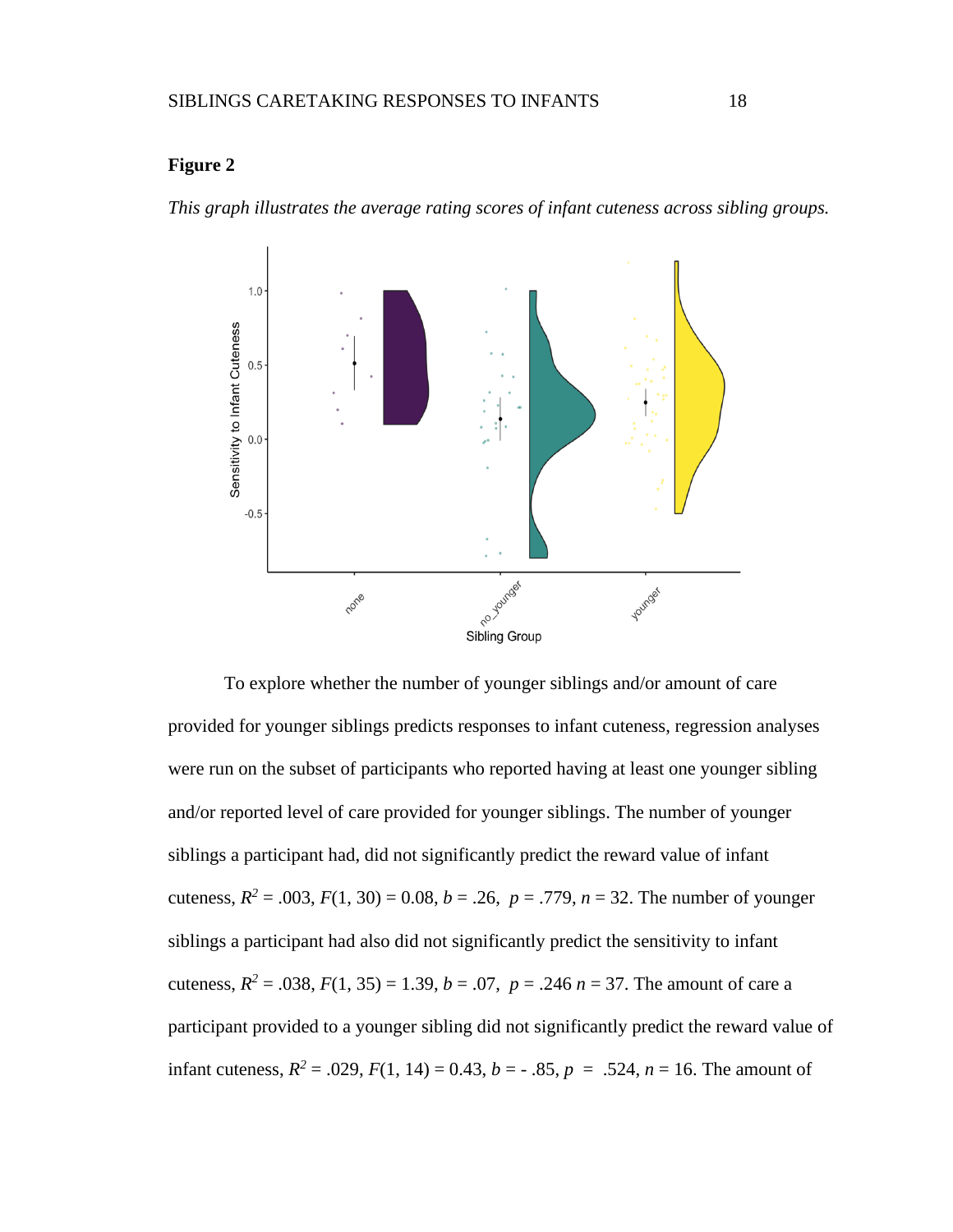**Figure 2**

*This graph illustrates the average rating scores of infant cuteness across sibling groups.*

To explore whether the number of younger siblings and/or amount of care provided for younger siblings predicts responses to infant cuteness, regression analyses were run on the subset of participants who reported having at least one younger sibling and/or reported level of care provided for younger siblings. The number of younger siblings a participant had, did not significantly predict the reward value of infant cuteness, $R^2$ = .003, $F$(1, 30) = 0.08, $b$ = .26, $p$ = .779, $n$ = 32. The number of younger siblings a participant had also did not significantly predict the sensitivity to infant cuteness, $R^2$ = .038, $F$(1, 35) = 1.39, $b$ = .07, $p$ = .246 $n$ = 37. The amount of care a participant provided to a younger sibling did not significantly predict the reward value of infant cuteness, $R^2$ = .029, $F$(1, 14) = 0.43, $b$ = - .85, $p$ = .524, $n$ = 16. The amount of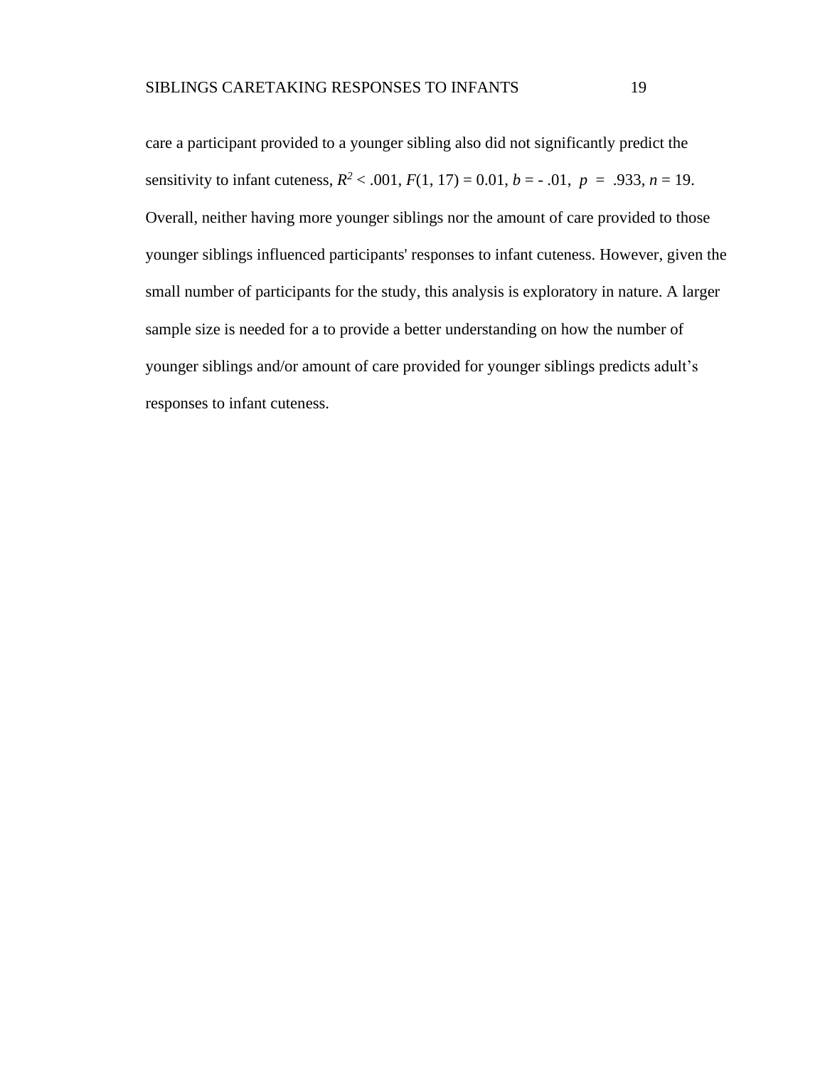care a participant provided to a younger sibling also did not significantly predict the sensitivity to infant cuteness, $R^2 < .001$, $F(1, 17) = 0.01$, $b = -.01$, $p = .933$, $n = 19$. Overall, neither having more younger siblings nor the amount of care provided to those younger siblings influenced participants' responses to infant cuteness. However, given the small number of participants for the study, this analysis is exploratory in nature. A larger sample size is needed for a to provide a better understanding on how the number of younger siblings and/or amount of care provided for younger siblings predicts adult's responses to infant cuteness.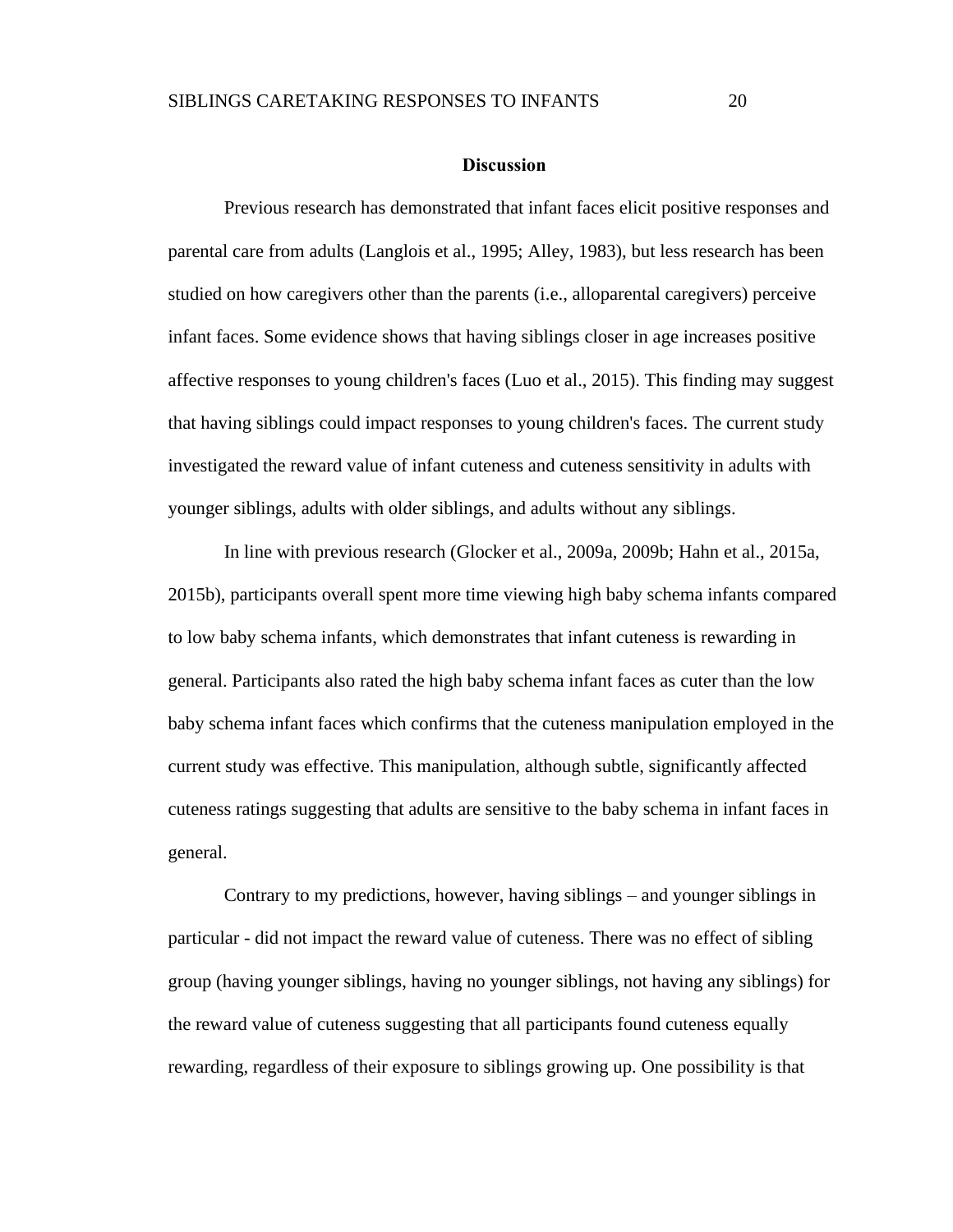## Discussion

Previous research has demonstrated that infant faces elicit positive responses and parental care from adults (Langlois et al., 1995; Alley, 1983), but less research has been studied on how caregivers other than the parents (i.e., alloparental caregivers) perceive infant faces. Some evidence shows that having siblings closer in age increases positive affective responses to young children's faces (Luo et al., 2015). This finding may suggest that having siblings could impact responses to young children's faces. The current study investigated the reward value of infant cuteness and cuteness sensitivity in adults with younger siblings, adults with older siblings, and adults without any siblings.

In line with previous research (Glocker et al., 2009a, 2009b; Hahn et al., 2015a, 2015b), participants overall spent more time viewing high baby schema infants compared to low baby schema infants, which demonstrates that infant cuteness is rewarding in general. Participants also rated the high baby schema infant faces as cuter than the low baby schema infant faces which confirms that the cuteness manipulation employed in the current study was effective. This manipulation, although subtle, significantly affected cuteness ratings suggesting that adults are sensitive to the baby schema in infant faces in general.

Contrary to my predictions, however, having siblings – and younger siblings in particular - did not impact the reward value of cuteness. There was no effect of sibling group (having younger siblings, having no younger siblings, not having any siblings) for the reward value of cuteness suggesting that all participants found cuteness equally rewarding, regardless of their exposure to siblings growing up. One possibility is that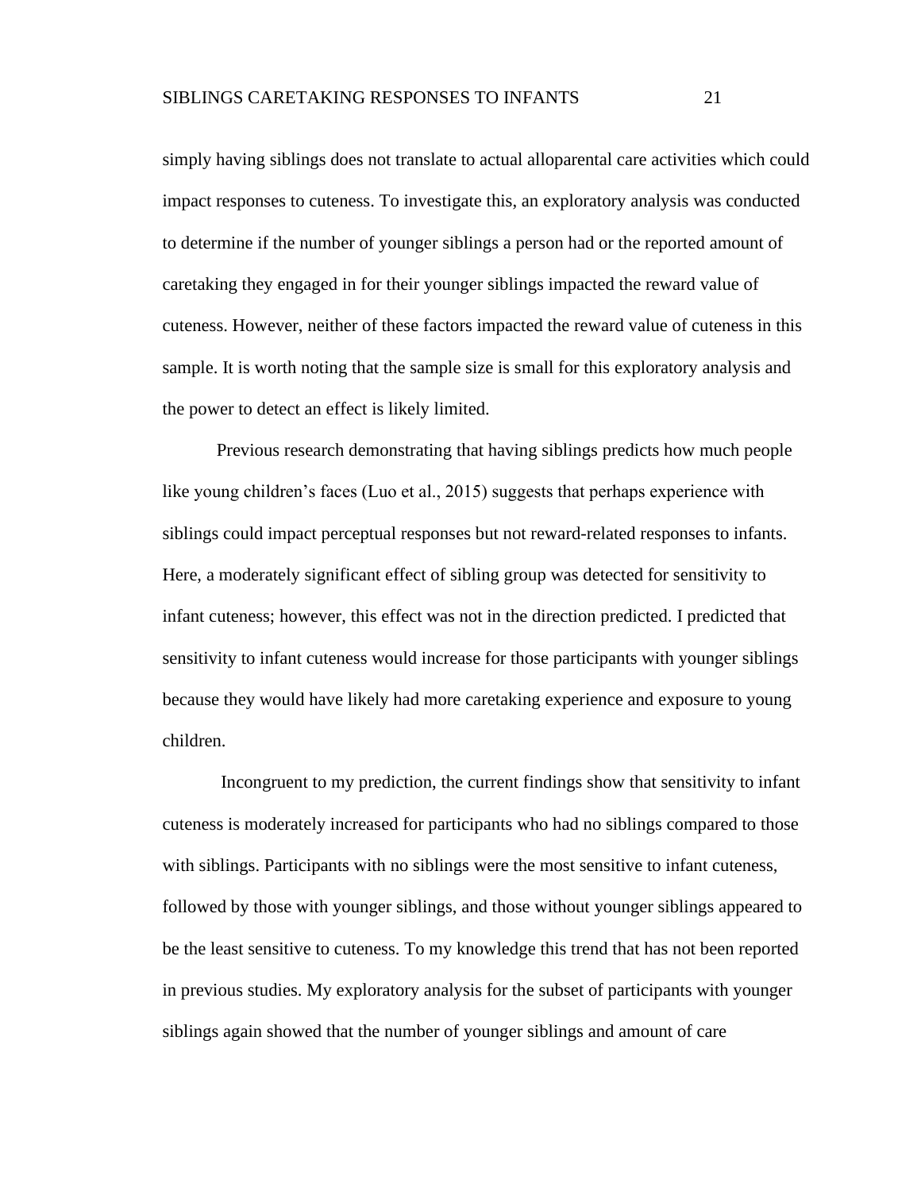simply having siblings does not translate to actual alloparental care activities which could impact responses to cuteness. To investigate this, an exploratory analysis was conducted to determine if the number of younger siblings a person had or the reported amount of caretaking they engaged in for their younger siblings impacted the reward value of cuteness. However, neither of these factors impacted the reward value of cuteness in this sample. It is worth noting that the sample size is small for this exploratory analysis and the power to detect an effect is likely limited.

Previous research demonstrating that having siblings predicts how much people like young children's faces (Luo et al., 2015) suggests that perhaps experience with siblings could impact perceptual responses but not reward-related responses to infants. Here, a moderately significant effect of sibling group was detected for sensitivity to infant cuteness; however, this effect was not in the direction predicted. I predicted that sensitivity to infant cuteness would increase for those participants with younger siblings because they would have likely had more caretaking experience and exposure to young children.

Incongruent to my prediction, the current findings show that sensitivity to infant cuteness is moderately increased for participants who had no siblings compared to those with siblings. Participants with no siblings were the most sensitive to infant cuteness, followed by those with younger siblings, and those without younger siblings appeared to be the least sensitive to cuteness. To my knowledge this trend that has not been reported in previous studies. My exploratory analysis for the subset of participants with younger siblings again showed that the number of younger siblings and amount of care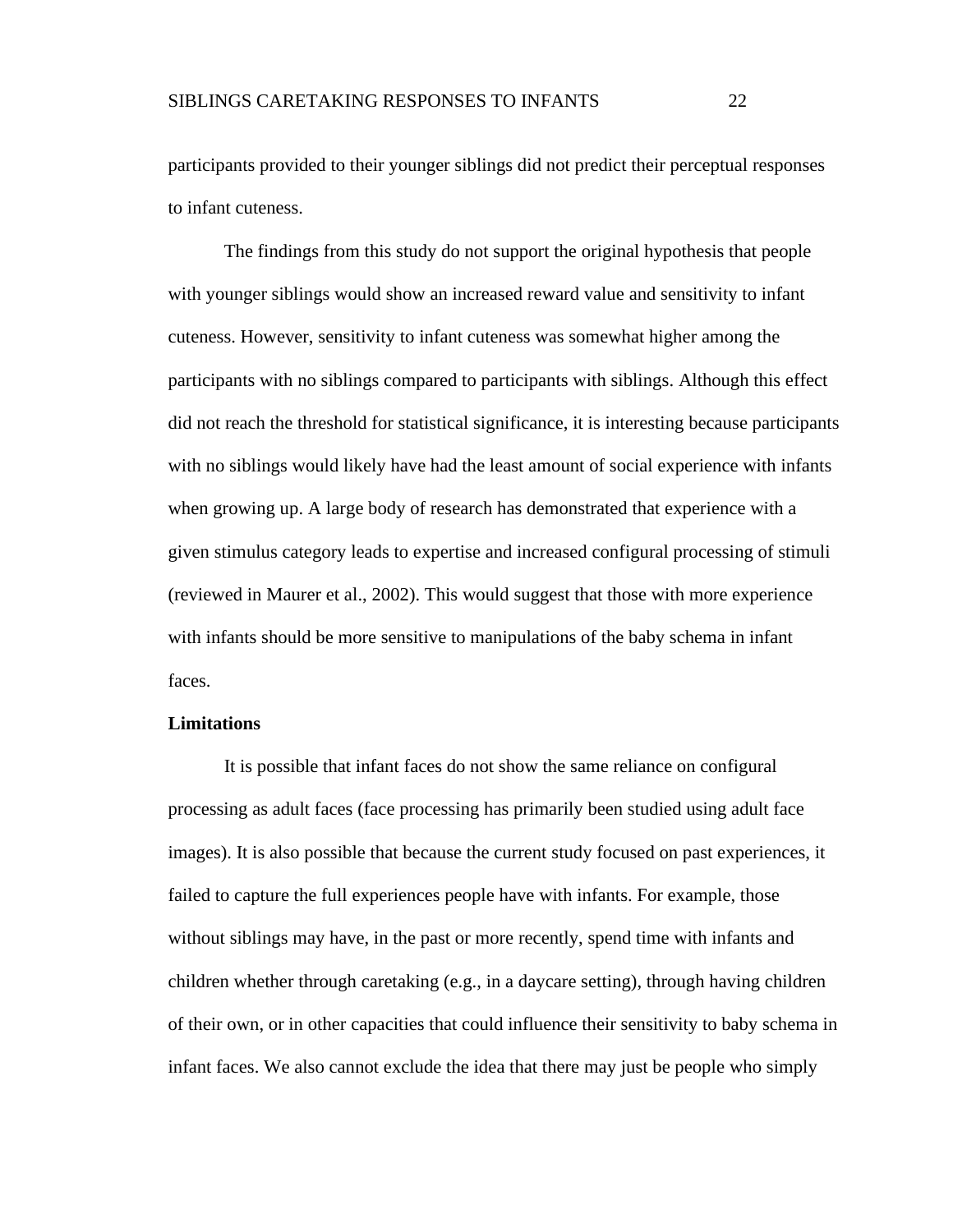participants provided to their younger siblings did not predict their perceptual responses to infant cuteness.

The findings from this study do not support the original hypothesis that people with younger siblings would show an increased reward value and sensitivity to infant cuteness. However, sensitivity to infant cuteness was somewhat higher among the participants with no siblings compared to participants with siblings. Although this effect did not reach the threshold for statistical significance, it is interesting because participants with no siblings would likely have had the least amount of social experience with infants when growing up. A large body of research has demonstrated that experience with a given stimulus category leads to expertise and increased configural processing of stimuli (reviewed in Maurer et al., 2002). This would suggest that those with more experience with infants should be more sensitive to manipulations of the baby schema in infant faces.

**Limitations**

It is possible that infant faces do not show the same reliance on configural processing as adult faces (face processing has primarily been studied using adult face images). It is also possible that because the current study focused on past experiences, it failed to capture the full experiences people have with infants. For example, those without siblings may have, in the past or more recently, spend time with infants and children whether through caretaking (e.g., in a daycare setting), through having children of their own, or in other capacities that could influence their sensitivity to baby schema in infant faces. We also cannot exclude the idea that there may just be people who simply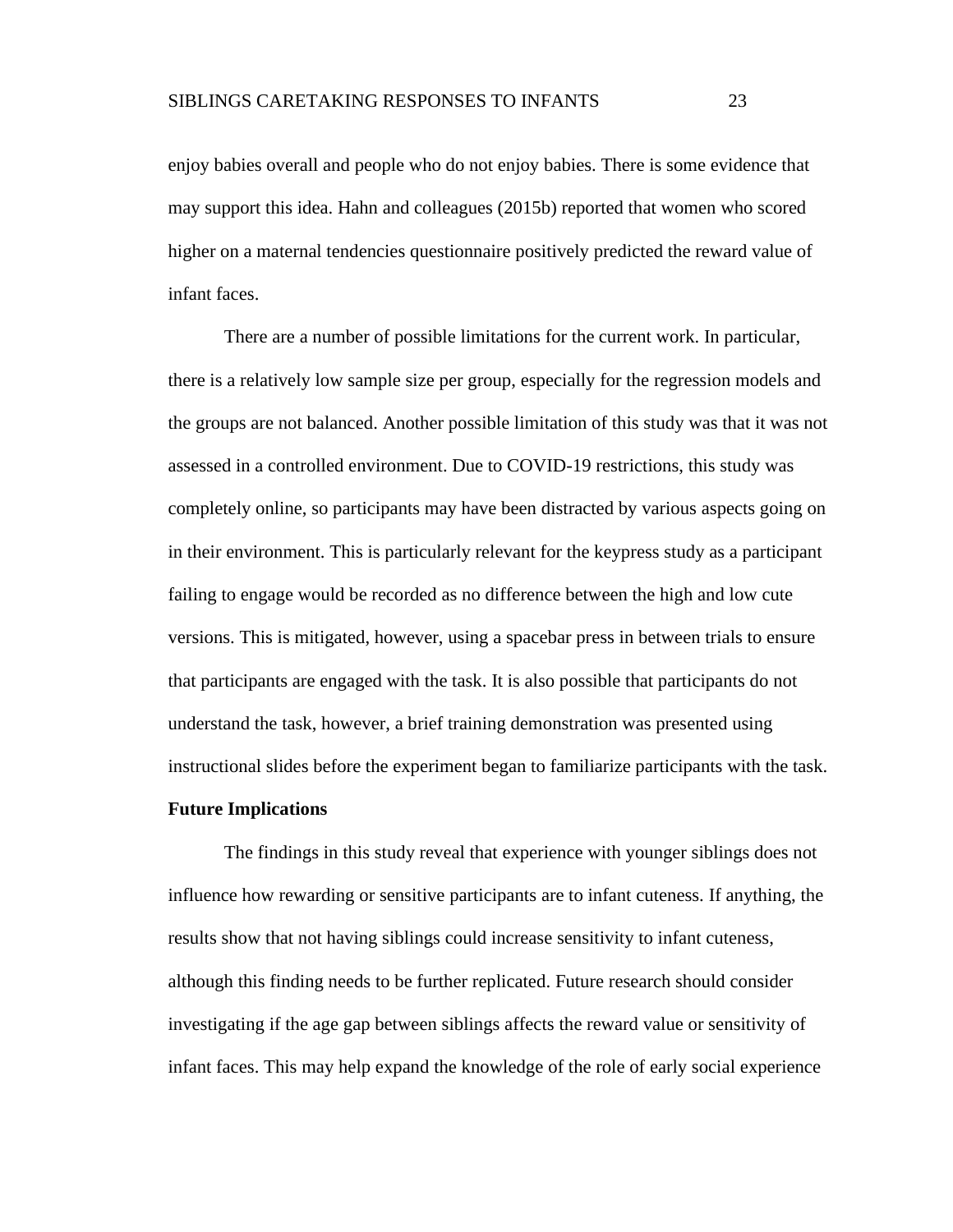enjoy babies overall and people who do not enjoy babies. There is some evidence that may support this idea. Hahn and colleagues (2015b) reported that women who scored higher on a maternal tendencies questionnaire positively predicted the reward value of infant faces.

There are a number of possible limitations for the current work. In particular, there is a relatively low sample size per group, especially for the regression models and the groups are not balanced. Another possible limitation of this study was that it was not assessed in a controlled environment. Due to COVID-19 restrictions, this study was completely online, so participants may have been distracted by various aspects going on in their environment. This is particularly relevant for the keypress study as a participant failing to engage would be recorded as no difference between the high and low cute versions. This is mitigated, however, using a spacebar press in between trials to ensure that participants are engaged with the task. It is also possible that participants do not understand the task, however, a brief training demonstration was presented using instructional slides before the experiment began to familiarize participants with the task.

**Future Implications**

The findings in this study reveal that experience with younger siblings does not influence how rewarding or sensitive participants are to infant cuteness. If anything, the results show that not having siblings could increase sensitivity to infant cuteness, although this finding needs to be further replicated. Future research should consider investigating if the age gap between siblings affects the reward value or sensitivity of infant faces. This may help expand the knowledge of the role of early social experience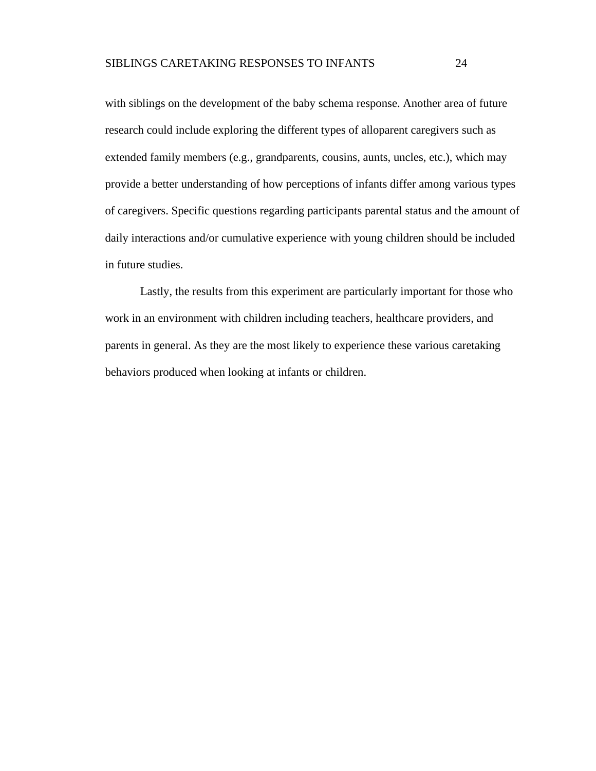with siblings on the development of the baby schema response. Another area of future research could include exploring the different types of alloparent caregivers such as extended family members (e.g., grandparents, cousins, aunts, uncles, etc.), which may provide a better understanding of how perceptions of infants differ among various types of caregivers. Specific questions regarding participants parental status and the amount of daily interactions and/or cumulative experience with young children should be included in future studies.

Lastly, the results from this experiment are particularly important for those who work in an environment with children including teachers, healthcare providers, and parents in general. As they are the most likely to experience these various caretaking behaviors produced when looking at infants or children.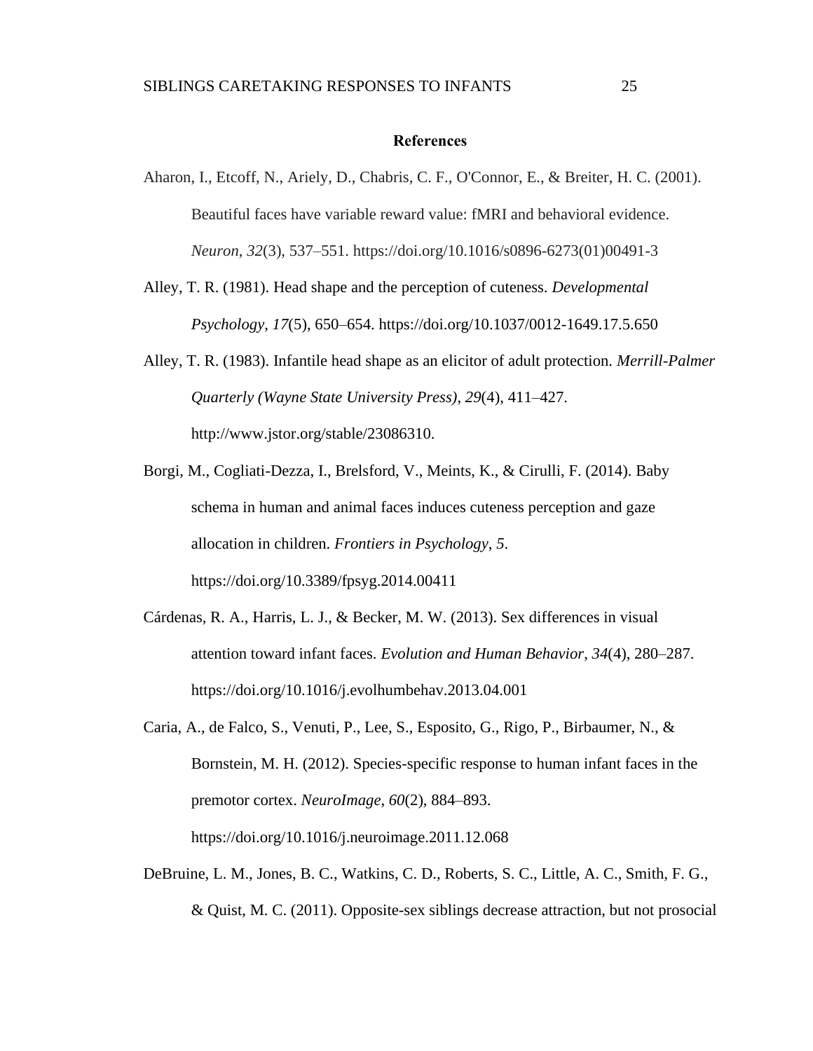## References

Aharon, I., Etcoff, N., Ariely, D., Chabris, C. F., O'Connor, E., & Breiter, H. C. (2001). Beautiful faces have variable reward value: fMRI and behavioral evidence. *Neuron*, *32*(3), 537–551. https://doi.org/10.1016/s0896-6273(01)00491-3

Alley, T. R. (1981). Head shape and the perception of cuteness. *Developmental Psychology*, *17*(5), 650–654. https://doi.org/10.1037/0012-1649.17.5.650

Alley, T. R. (1983). Infantile head shape as an elicitor of adult protection. *Merrill-Palmer Quarterly (Wayne State University Press)*, *29*(4), 411–427. http://www.jstor.org/stable/23086310.

Borgi, M., Cogliati-Dezza, I., Brelsford, V., Meints, K., & Cirulli, F. (2014). Baby schema in human and animal faces induces cuteness perception and gaze allocation in children. *Frontiers in Psychology*, *5*. https://doi.org/10.3389/fpsyg.2014.00411

Cárdenas, R. A., Harris, L. J., & Becker, M. W. (2013). Sex differences in visual attention toward infant faces. *Evolution and Human Behavior*, *34*(4), 280–287. https://doi.org/10.1016/j.evolhumbehav.2013.04.001

Caria, A., de Falco, S., Venuti, P., Lee, S., Esposito, G., Rigo, P., Birbaumer, N., & Bornstein, M. H. (2012). Species-specific response to human infant faces in the premotor cortex. *NeuroImage*, *60*(2), 884–893. https://doi.org/10.1016/j.neuroimage.2011.12.068

DeBruine, L. M., Jones, B. C., Watkins, C. D., Roberts, S. C., Little, A. C., Smith, F. G., & Quist, M. C. (2011). Opposite-sex siblings decrease attraction, but not prosocial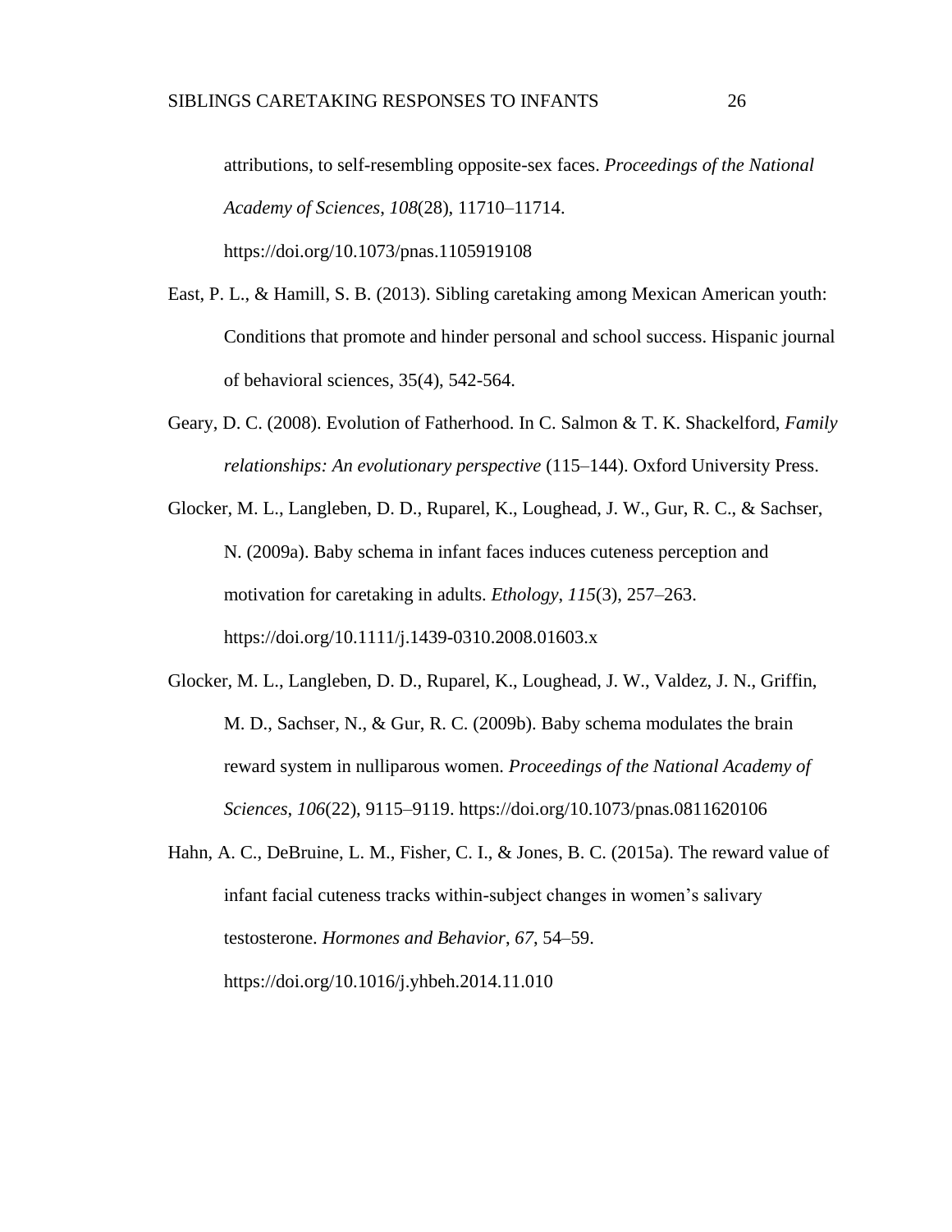attributions, to self-resembling opposite-sex faces. *Proceedings of the National Academy of Sciences*, *108*(28), 11710–11714. https://doi.org/10.1073/pnas.1105919108

East, P. L., & Hamill, S. B. (2013). Sibling caretaking among Mexican American youth: Conditions that promote and hinder personal and school success. Hispanic journal of behavioral sciences, 35(4), 542-564.

Geary, D. C. (2008). Evolution of Fatherhood. In C. Salmon & T. K. Shackelford, *Family relationships: An evolutionary perspective* (115–144). Oxford University Press.

Glocker, M. L., Langleben, D. D., Ruparel, K., Loughead, J. W., Gur, R. C., & Sachser, N. (2009a). Baby schema in infant faces induces cuteness perception and motivation for caretaking in adults. *Ethology*, *115*(3), 257–263. https://doi.org/10.1111/j.1439-0310.2008.01603.x

Glocker, M. L., Langleben, D. D., Ruparel, K., Loughead, J. W., Valdez, J. N., Griffin, M. D., Sachser, N., & Gur, R. C. (2009b). Baby schema modulates the brain reward system in nulliparous women. *Proceedings of the National Academy of Sciences*, *106*(22), 9115–9119. https://doi.org/10.1073/pnas.0811620106

Hahn, A. C., DeBruine, L. M., Fisher, C. I., & Jones, B. C. (2015a). The reward value of infant facial cuteness tracks within-subject changes in women's salivary testosterone. *Hormones and Behavior*, *67*, 54–59. https://doi.org/10.1016/j.yhbeh.2014.11.010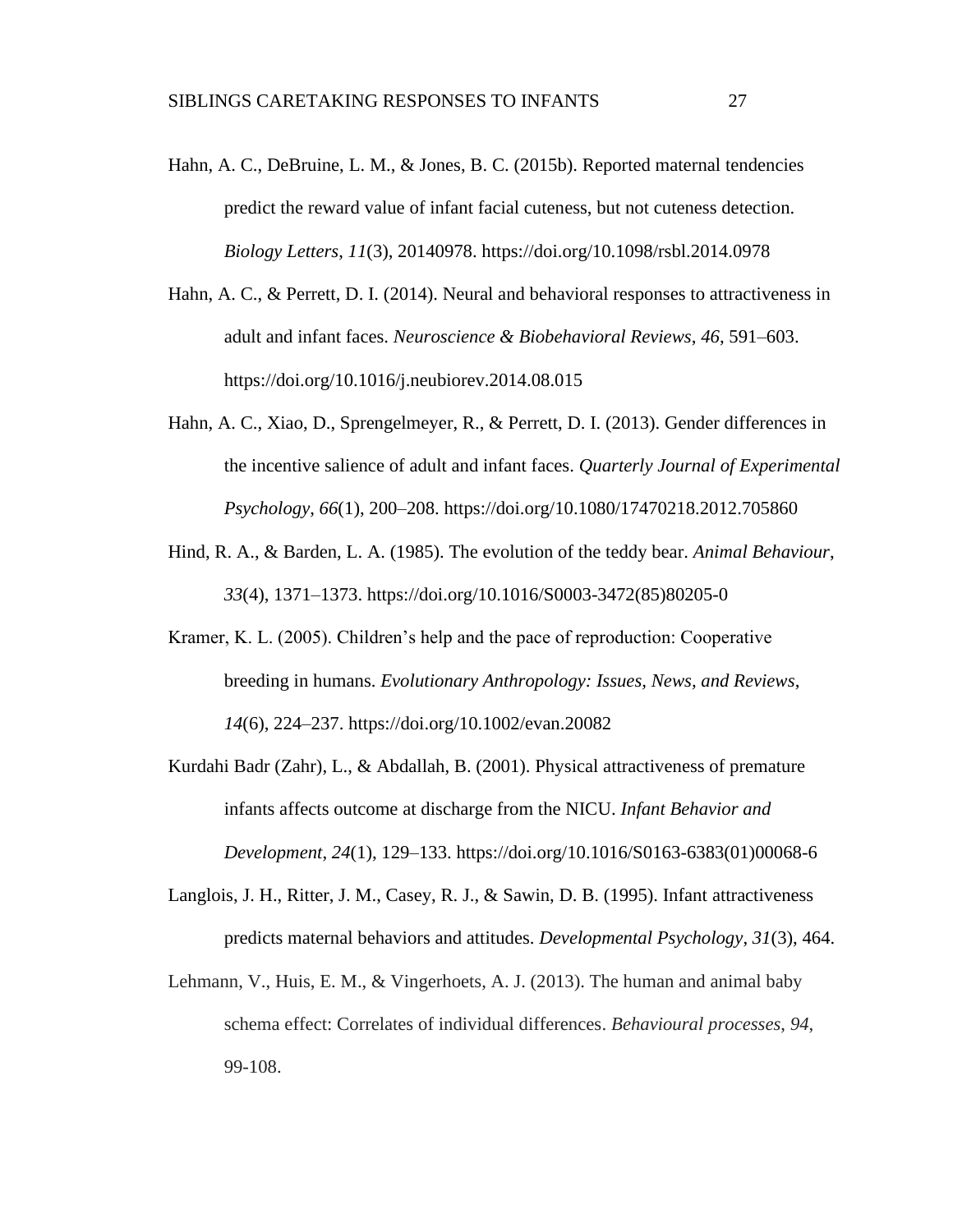Hahn, A. C., DeBruine, L. M., & Jones, B. C. (2015b). Reported maternal tendencies predict the reward value of infant facial cuteness, but not cuteness detection. *Biology Letters*, *11*(3), 20140978. https://doi.org/10.1098/rsbl.2014.0978

Hahn, A. C., & Perrett, D. I. (2014). Neural and behavioral responses to attractiveness in adult and infant faces. *Neuroscience & Biobehavioral Reviews*, *46*, 591–603. https://doi.org/10.1016/j.neubiorev.2014.08.015

Hahn, A. C., Xiao, D., Sprengelmeyer, R., & Perrett, D. I. (2013). Gender differences in the incentive salience of adult and infant faces. *Quarterly Journal of Experimental Psychology*, *66*(1), 200–208. https://doi.org/10.1080/17470218.2012.705860

Hind, R. A., & Barden, L. A. (1985). The evolution of the teddy bear. *Animal Behaviour*, *33*(4), 1371–1373. https://doi.org/10.1016/S0003-3472(85)80205-0

Kramer, K. L. (2005). Children's help and the pace of reproduction: Cooperative breeding in humans. *Evolutionary Anthropology: Issues, News, and Reviews*, *14*(6), 224–237. https://doi.org/10.1002/evan.20082

Kurdahi Badr (Zahr), L., & Abdallah, B. (2001). Physical attractiveness of premature infants affects outcome at discharge from the NICU. *Infant Behavior and Development*, *24*(1), 129–133. https://doi.org/10.1016/S0163-6383(01)00068-6

Langlois, J. H., Ritter, J. M., Casey, R. J., & Sawin, D. B. (1995). Infant attractiveness predicts maternal behaviors and attitudes. *Developmental Psychology*, *31*(3), 464.

Lehmann, V., Huis, E. M., & Vingerhoets, A. J. (2013). The human and animal baby schema effect: Correlates of individual differences. *Behavioural processes*, *94*, 99-108.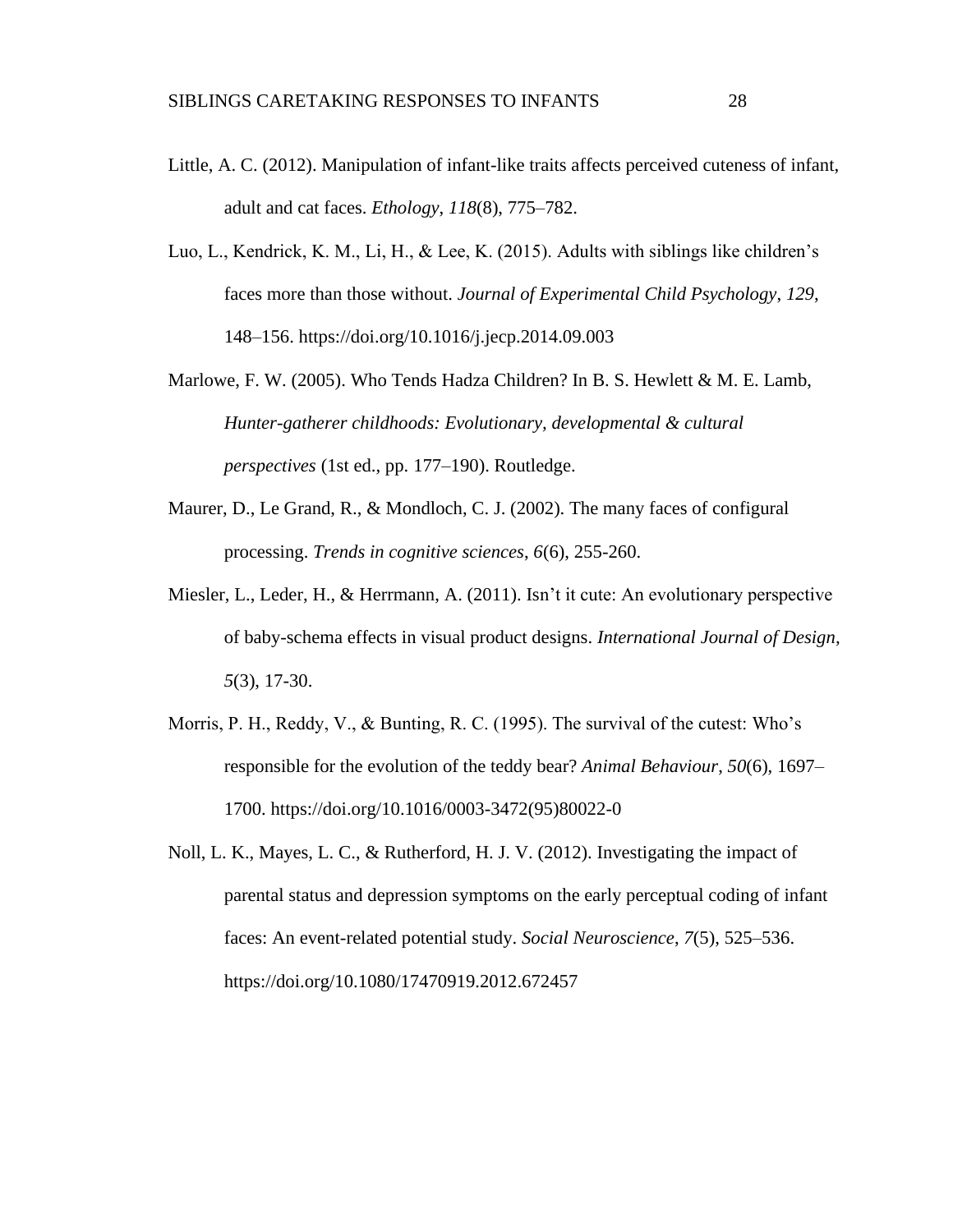Little, A. C. (2012). Manipulation of infant-like traits affects perceived cuteness of infant, adult and cat faces. *Ethology*, *118*(8), 775–782.

Luo, L., Kendrick, K. M., Li, H., & Lee, K. (2015). Adults with siblings like children's faces more than those without. *Journal of Experimental Child Psychology*, *129*, 148–156. https://doi.org/10.1016/j.jecp.2014.09.003

Marlowe, F. W. (2005). Who Tends Hadza Children? In B. S. Hewlett & M. E. Lamb, *Hunter-gatherer childhoods: Evolutionary, developmental & cultural perspectives* (1st ed., pp. 177–190). Routledge.

Maurer, D., Le Grand, R., & Mondloch, C. J. (2002). The many faces of configural processing. *Trends in cognitive sciences*, *6*(6), 255-260.

Miesler, L., Leder, H., & Herrmann, A. (2011). Isn't it cute: An evolutionary perspective of baby-schema effects in visual product designs. *International Journal of Design*, *5*(3), 17-30.

Morris, P. H., Reddy, V., & Bunting, R. C. (1995). The survival of the cutest: Who's responsible for the evolution of the teddy bear? *Animal Behaviour*, *50*(6), 1697–1700. https://doi.org/10.1016/0003-3472(95)80022-0

Noll, L. K., Mayes, L. C., & Rutherford, H. J. V. (2012). Investigating the impact of parental status and depression symptoms on the early perceptual coding of infant faces: An event-related potential study. *Social Neuroscience*, *7*(5), 525–536. https://doi.org/10.1080/17470919.2012.672457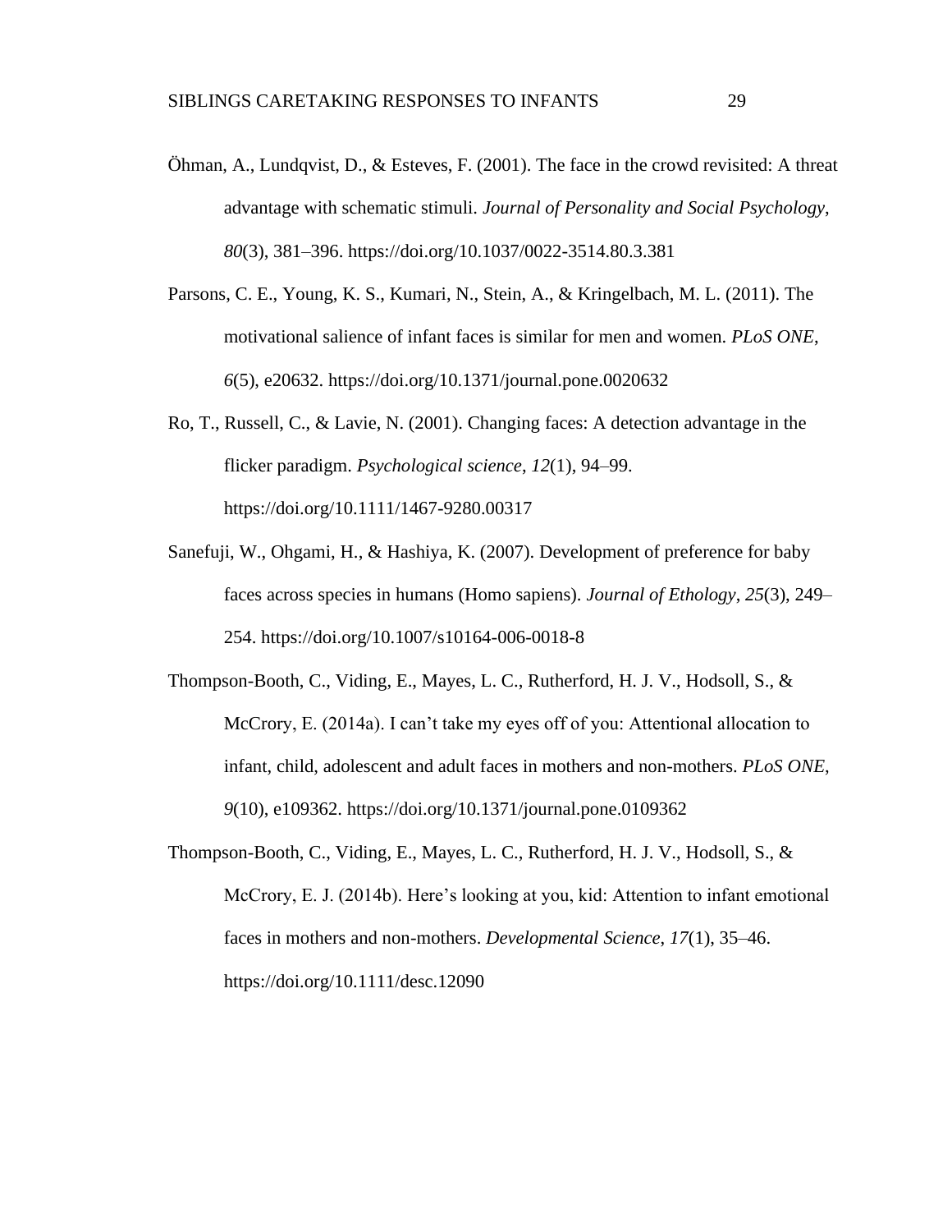Öhman, A., Lundqvist, D., & Esteves, F. (2001). The face in the crowd revisited: A threat advantage with schematic stimuli. *Journal of Personality and Social Psychology*, *80*(3), 381–396. https://doi.org/10.1037/0022-3514.80.3.381

Parsons, C. E., Young, K. S., Kumari, N., Stein, A., & Kringelbach, M. L. (2011). The motivational salience of infant faces is similar for men and women. *PLoS ONE*, *6*(5), e20632. https://doi.org/10.1371/journal.pone.0020632

Ro, T., Russell, C., & Lavie, N. (2001). Changing faces: A detection advantage in the flicker paradigm. *Psychological science*, *12*(1), 94–99. https://doi.org/10.1111/1467-9280.00317

Sanefuji, W., Ohgami, H., & Hashiya, K. (2007). Development of preference for baby faces across species in humans (Homo sapiens). *Journal of Ethology*, *25*(3), 249–254. https://doi.org/10.1007/s10164-006-0018-8

Thompson-Booth, C., Viding, E., Mayes, L. C., Rutherford, H. J. V., Hodsoll, S., & McCrory, E. (2014a). I can't take my eyes off of you: Attentional allocation to infant, child, adolescent and adult faces in mothers and non-mothers. *PLoS ONE*, *9*(10), e109362. https://doi.org/10.1371/journal.pone.0109362

Thompson-Booth, C., Viding, E., Mayes, L. C., Rutherford, H. J. V., Hodsoll, S., & McCrory, E. J. (2014b). Here's looking at you, kid: Attention to infant emotional faces in mothers and non-mothers. *Developmental Science*, *17*(1), 35–46. https://doi.org/10.1111/desc.12090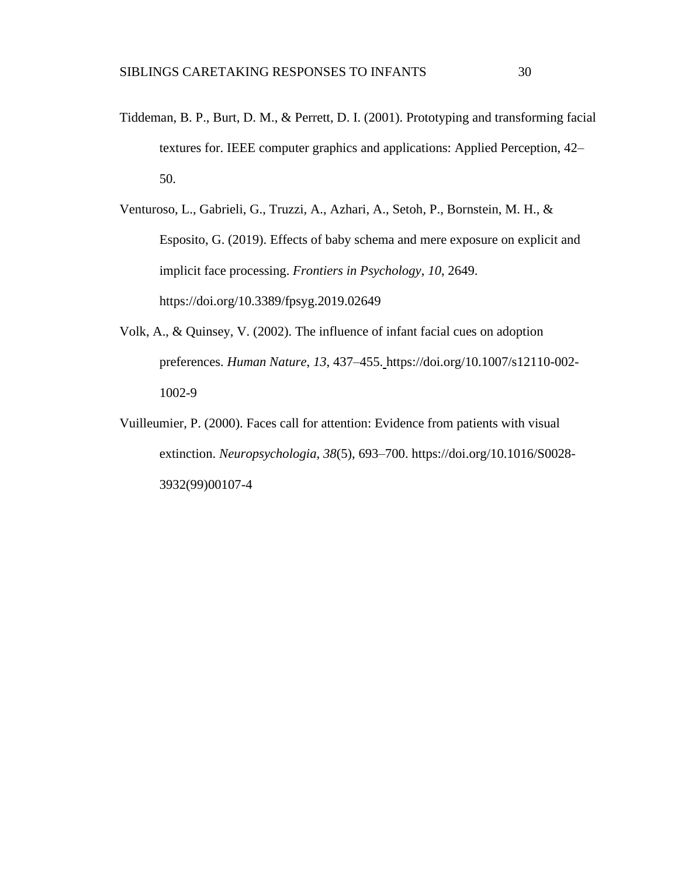Tiddeman, B. P., Burt, D. M., & Perrett, D. I. (2001). Prototyping and transforming facial textures for. IEEE computer graphics and applications: Applied Perception, 42–50.

Venturoso, L., Gabrieli, G., Truzzi, A., Azhari, A., Setoh, P., Bornstein, M. H., & Esposito, G. (2019). Effects of baby schema and mere exposure on explicit and implicit face processing. *Frontiers in Psychology*, *10*, 2649. https://doi.org/10.3389/fpsyg.2019.02649

Volk, A., & Quinsey, V. (2002). The influence of infant facial cues on adoption preferences. *Human Nature*, *13*, 437–455. https://doi.org/10.1007/s12110-002-1002-9

Vuilleumier, P. (2000). Faces call for attention: Evidence from patients with visual extinction. *Neuropsychologia*, *38*(5), 693–700. https://doi.org/10.1016/S0028-3932(99)00107-4